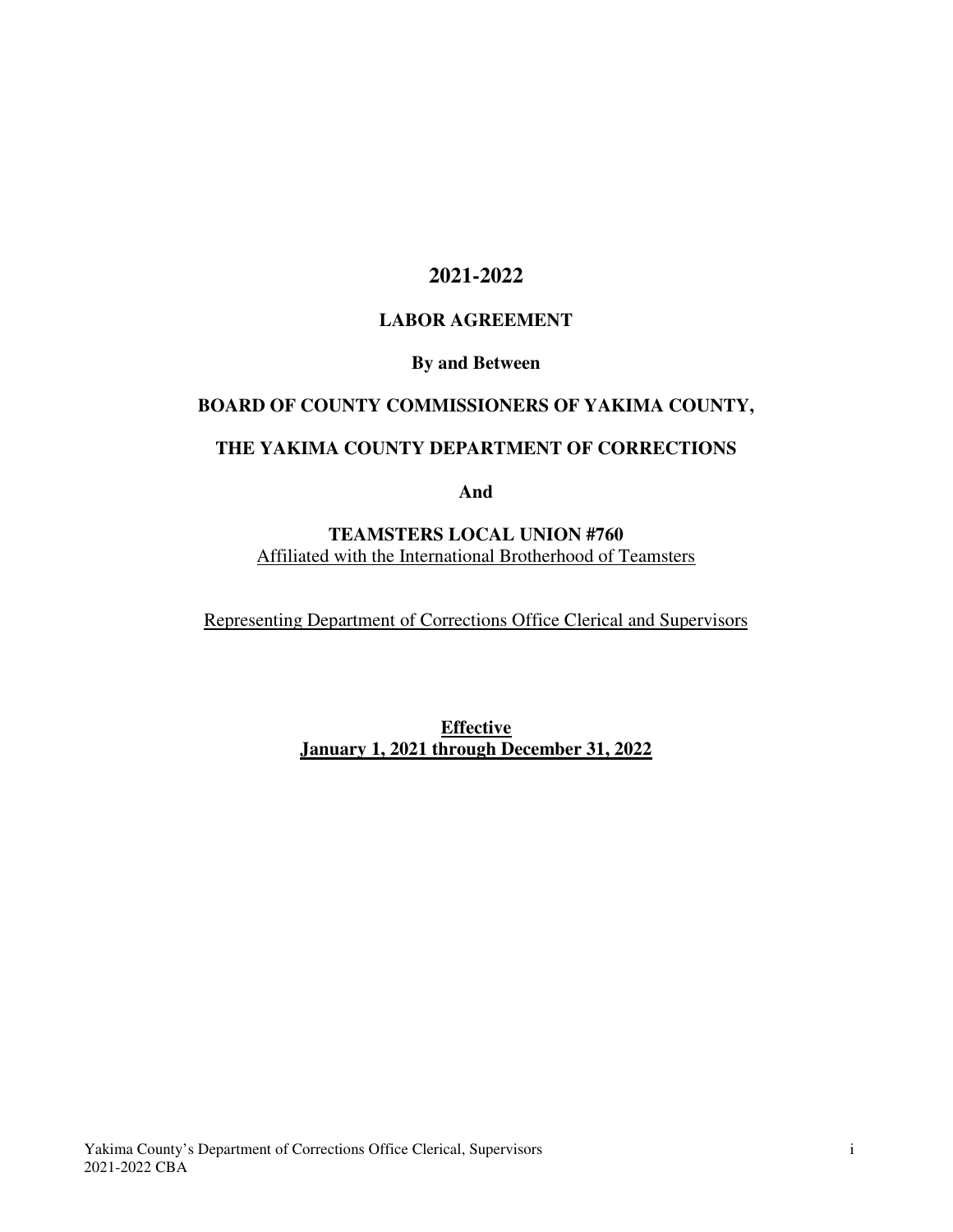# 2021-2022

## LABOR AGREEMENT

**By and Between**

**BOARD OF COUNTY COMMISSIONERS OF YAKIMA COUNTY,**

**THE YAKIMA COUNTY DEPARTMENT OF CORRECTIONS**

**And**

**TEAMSTERS LOCAL UNION #760**
Affiliated with the International Brotherhood of Teamsters

Representing Department of Corrections Office Clerical and Supervisors

**Effective**
**January 1, 2021 through December 31, 2022**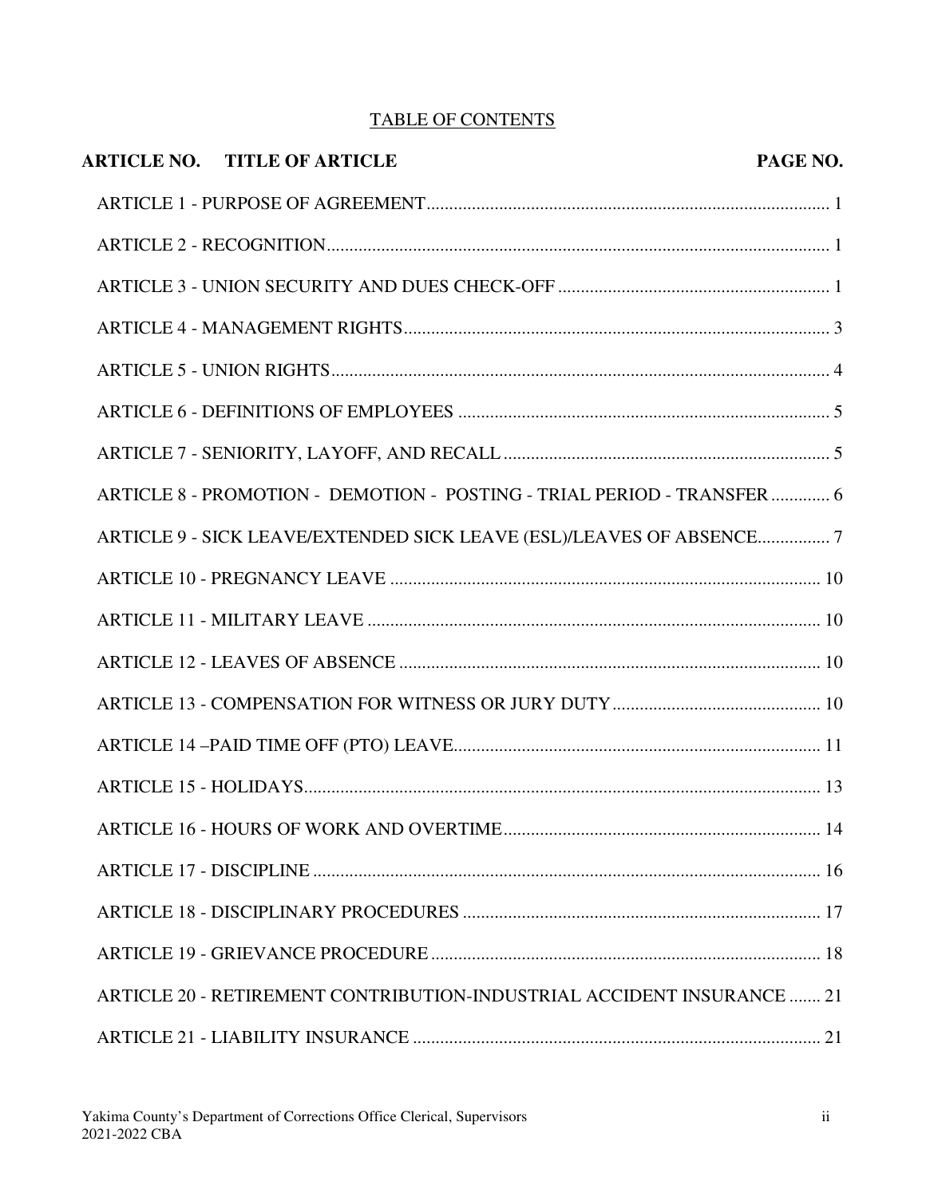TABLE OF CONTENTS

| ARTICLE NO. TITLE OF ARTICLE | PAGE NO. |
|---|---|
| ARTICLE 1 - PURPOSE OF AGREEMENT | 1 |
| ARTICLE 2 - RECOGNITION | 1 |
| ARTICLE 3 - UNION SECURITY AND DUES CHECK-OFF | 1 |
| ARTICLE 4 - MANAGEMENT RIGHTS | 3 |
| ARTICLE 5 - UNION RIGHTS | 4 |
| ARTICLE 6 - DEFINITIONS OF EMPLOYEES | 5 |
| ARTICLE 7 - SENIORITY, LAYOFF, AND RECALL | 5 |
| ARTICLE 8 - PROMOTION - DEMOTION - POSTING - TRIAL PERIOD - TRANSFER | 6 |
| ARTICLE 9 - SICK LEAVE/EXTENDED SICK LEAVE (ESL)/LEAVES OF ABSENCE | 7 |
| ARTICLE 10 - PREGNANCY LEAVE | 10 |
| ARTICLE 11 - MILITARY LEAVE | 10 |
| ARTICLE 12 - LEAVES OF ABSENCE | 10 |
| ARTICLE 13 - COMPENSATION FOR WITNESS OR JURY DUTY | 10 |
| ARTICLE 14 –PAID TIME OFF (PTO) LEAVE | 11 |
| ARTICLE 15 - HOLIDAYS | 13 |
| ARTICLE 16 - HOURS OF WORK AND OVERTIME | 14 |
| ARTICLE 17 - DISCIPLINE | 16 |
| ARTICLE 18 - DISCIPLINARY PROCEDURES | 17 |
| ARTICLE 19 - GRIEVANCE PROCEDURE | 18 |
| ARTICLE 20 - RETIREMENT CONTRIBUTION-INDUSTRIAL ACCIDENT INSURANCE | 21 |
| ARTICLE 21 - LIABILITY INSURANCE | 21 |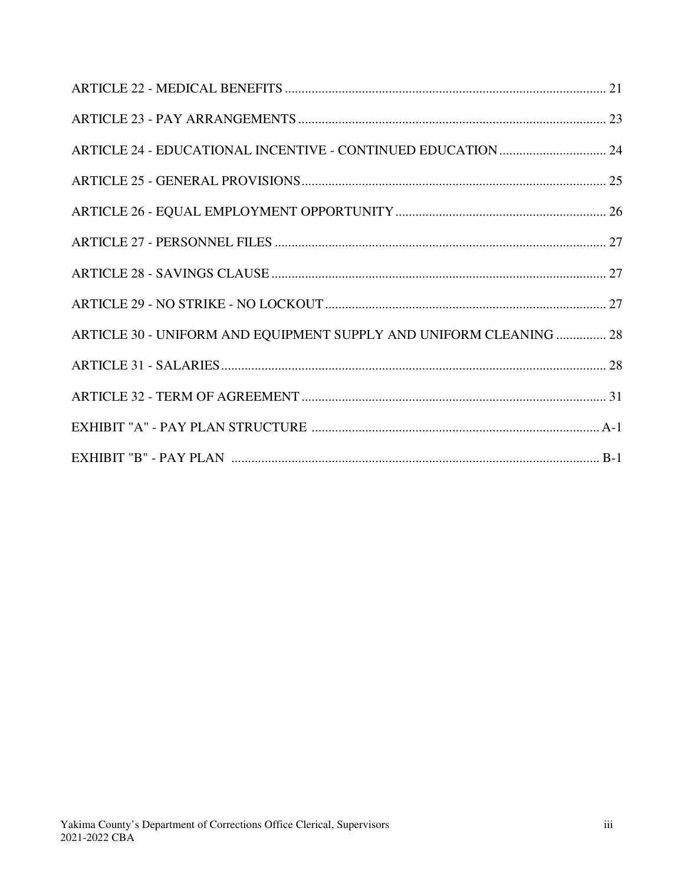ARTICLE 22 - MEDICAL BENEFITS ........................................................................................... 21

ARTICLE 23 - PAY ARRANGEMENTS .................................................................................... 23

ARTICLE 24 - EDUCATIONAL INCENTIVE - CONTINUED EDUCATION ............................... 24

ARTICLE 25 - GENERAL PROVISIONS .................................................................................. 25

ARTICLE 26 - EQUAL EMPLOYMENT OPPORTUNITY ........................................................... 26

ARTICLE 27 - PERSONNEL FILES ........................................................................................ 27

ARTICLE 28 - SAVINGS CLAUSE ......................................................................................... 27

ARTICLE 29 - NO STRIKE - NO LOCKOUT ........................................................................... 27

ARTICLE 30 - UNIFORM AND EQUIPMENT SUPPLY AND UNIFORM CLEANING ............... 28

ARTICLE 31 - SALARIES ....................................................................................................... 28

ARTICLE 32 - TERM OF AGREEMENT .................................................................................. 31

EXHIBIT "A" - PAY PLAN STRUCTURE ................................................................................ A-1

EXHIBIT "B" - PAY PLAN ...................................................................................................... B-1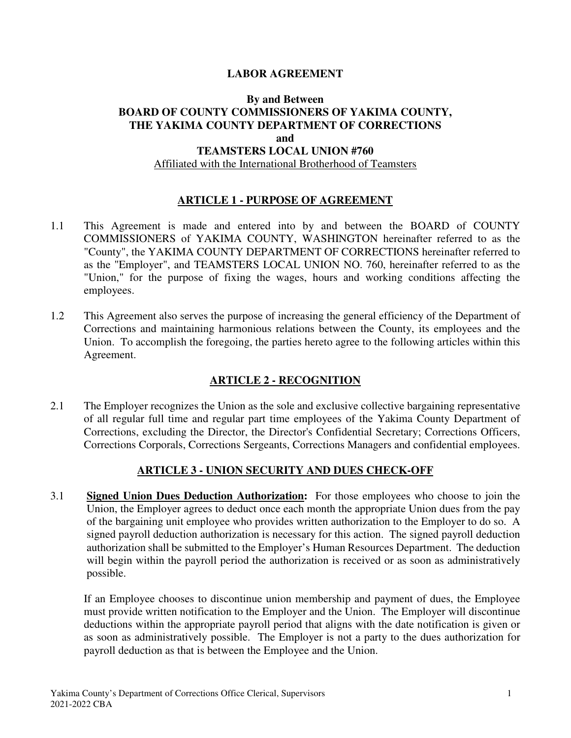# LABOR AGREEMENT

**By and Between**
**BOARD OF COUNTY COMMISSIONERS OF YAKIMA COUNTY,**
**THE YAKIMA COUNTY DEPARTMENT OF CORRECTIONS**
**and**
**TEAMSTERS LOCAL UNION #760**
Affiliated with the International Brotherhood of Teamsters

## ARTICLE 1 - PURPOSE OF AGREEMENT

1.1 This Agreement is made and entered into by and between the BOARD of COUNTY COMMISSIONERS of YAKIMA COUNTY, WASHINGTON hereinafter referred to as the "County", the YAKIMA COUNTY DEPARTMENT OF CORRECTIONS hereinafter referred to as the "Employer", and TEAMSTERS LOCAL UNION NO. 760, hereinafter referred to as the "Union," for the purpose of fixing the wages, hours and working conditions affecting the employees.

1.2 This Agreement also serves the purpose of increasing the general efficiency of the Department of Corrections and maintaining harmonious relations between the County, its employees and the Union. To accomplish the foregoing, the parties hereto agree to the following articles within this Agreement.

## ARTICLE 2 - RECOGNITION

2.1 The Employer recognizes the Union as the sole and exclusive collective bargaining representative of all regular full time and regular part time employees of the Yakima County Department of Corrections, excluding the Director, the Director's Confidential Secretary; Corrections Officers, Corrections Corporals, Corrections Sergeants, Corrections Managers and confidential employees.

## ARTICLE 3 - UNION SECURITY AND DUES CHECK-OFF

3.1 **Signed Union Dues Deduction Authorization:** For those employees who choose to join the Union, the Employer agrees to deduct once each month the appropriate Union dues from the pay of the bargaining unit employee who provides written authorization to the Employer to do so. A signed payroll deduction authorization is necessary for this action. The signed payroll deduction authorization shall be submitted to the Employer's Human Resources Department. The deduction will begin within the payroll period the authorization is received or as soon as administratively possible.

If an Employee chooses to discontinue union membership and payment of dues, the Employee must provide written notification to the Employer and the Union. The Employer will discontinue deductions within the appropriate payroll period that aligns with the date notification is given or as soon as administratively possible. The Employer is not a party to the dues authorization for payroll deduction as that is between the Employee and the Union.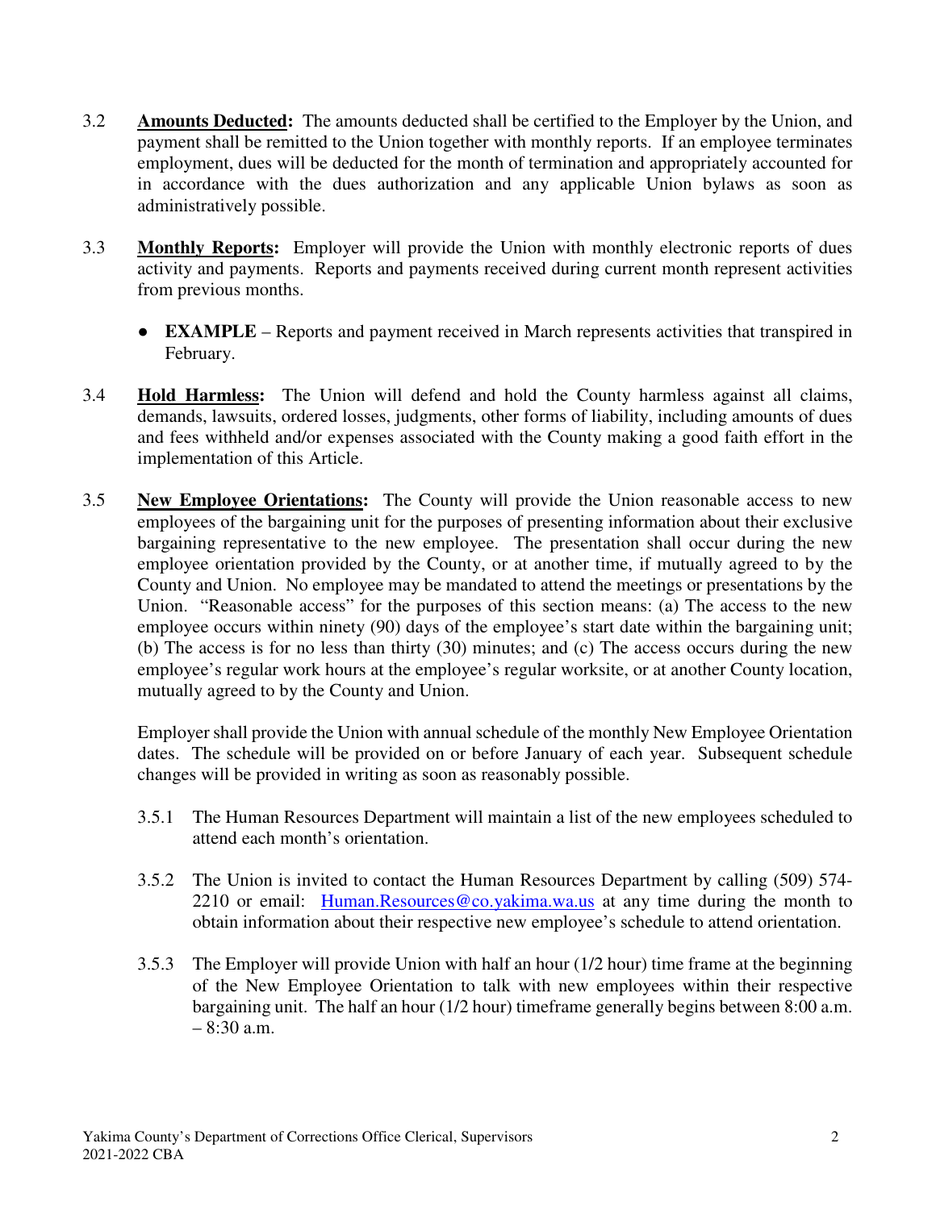3.2 **Amounts Deducted:** The amounts deducted shall be certified to the Employer by the Union, and payment shall be remitted to the Union together with monthly reports. If an employee terminates employment, dues will be deducted for the month of termination and appropriately accounted for in accordance with the dues authorization and any applicable Union bylaws as soon as administratively possible.

3.3 **Monthly Reports:** Employer will provide the Union with monthly electronic reports of dues activity and payments. Reports and payments received during current month represent activities from previous months.

- **EXAMPLE** – Reports and payment received in March represents activities that transpired in February.

3.4 **Hold Harmless:** The Union will defend and hold the County harmless against all claims, demands, lawsuits, ordered losses, judgments, other forms of liability, including amounts of dues and fees withheld and/or expenses associated with the County making a good faith effort in the implementation of this Article.

3.5 **New Employee Orientations:** The County will provide the Union reasonable access to new employees of the bargaining unit for the purposes of presenting information about their exclusive bargaining representative to the new employee. The presentation shall occur during the new employee orientation provided by the County, or at another time, if mutually agreed to by the County and Union. No employee may be mandated to attend the meetings or presentations by the Union. "Reasonable access" for the purposes of this section means: (a) The access to the new employee occurs within ninety (90) days of the employee's start date within the bargaining unit; (b) The access is for no less than thirty (30) minutes; and (c) The access occurs during the new employee's regular work hours at the employee's regular worksite, or at another County location, mutually agreed to by the County and Union.

Employer shall provide the Union with annual schedule of the monthly New Employee Orientation dates. The schedule will be provided on or before January of each year. Subsequent schedule changes will be provided in writing as soon as reasonably possible.

3.5.1 The Human Resources Department will maintain a list of the new employees scheduled to attend each month's orientation.

3.5.2 The Union is invited to contact the Human Resources Department by calling (509) 574-2210 or email: Human.Resources@co.yakima.wa.us at any time during the month to obtain information about their respective new employee's schedule to attend orientation.

3.5.3 The Employer will provide Union with half an hour (1/2 hour) time frame at the beginning of the New Employee Orientation to talk with new employees within their respective bargaining unit. The half an hour (1/2 hour) timeframe generally begins between 8:00 a.m. – 8:30 a.m.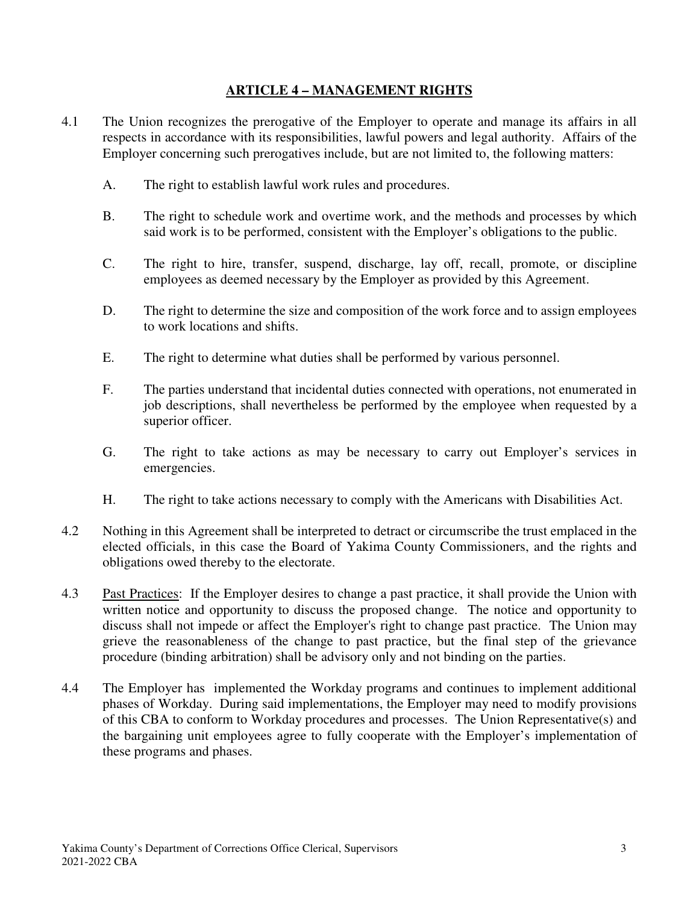## ARTICLE 4 – MANAGEMENT RIGHTS

4.1 The Union recognizes the prerogative of the Employer to operate and manage its affairs in all respects in accordance with its responsibilities, lawful powers and legal authority. Affairs of the Employer concerning such prerogatives include, but are not limited to, the following matters:

A. The right to establish lawful work rules and procedures.

B. The right to schedule work and overtime work, and the methods and processes by which said work is to be performed, consistent with the Employer's obligations to the public.

C. The right to hire, transfer, suspend, discharge, lay off, recall, promote, or discipline employees as deemed necessary by the Employer as provided by this Agreement.

D. The right to determine the size and composition of the work force and to assign employees to work locations and shifts.

E. The right to determine what duties shall be performed by various personnel.

F. The parties understand that incidental duties connected with operations, not enumerated in job descriptions, shall nevertheless be performed by the employee when requested by a superior officer.

G. The right to take actions as may be necessary to carry out Employer's services in emergencies.

H. The right to take actions necessary to comply with the Americans with Disabilities Act.

4.2 Nothing in this Agreement shall be interpreted to detract or circumscribe the trust emplaced in the elected officials, in this case the Board of Yakima County Commissioners, and the rights and obligations owed thereby to the electorate.

4.3 Past Practices: If the Employer desires to change a past practice, it shall provide the Union with written notice and opportunity to discuss the proposed change. The notice and opportunity to discuss shall not impede or affect the Employer's right to change past practice. The Union may grieve the reasonableness of the change to past practice, but the final step of the grievance procedure (binding arbitration) shall be advisory only and not binding on the parties.

4.4 The Employer has implemented the Workday programs and continues to implement additional phases of Workday. During said implementations, the Employer may need to modify provisions of this CBA to conform to Workday procedures and processes. The Union Representative(s) and the bargaining unit employees agree to fully cooperate with the Employer's implementation of these programs and phases.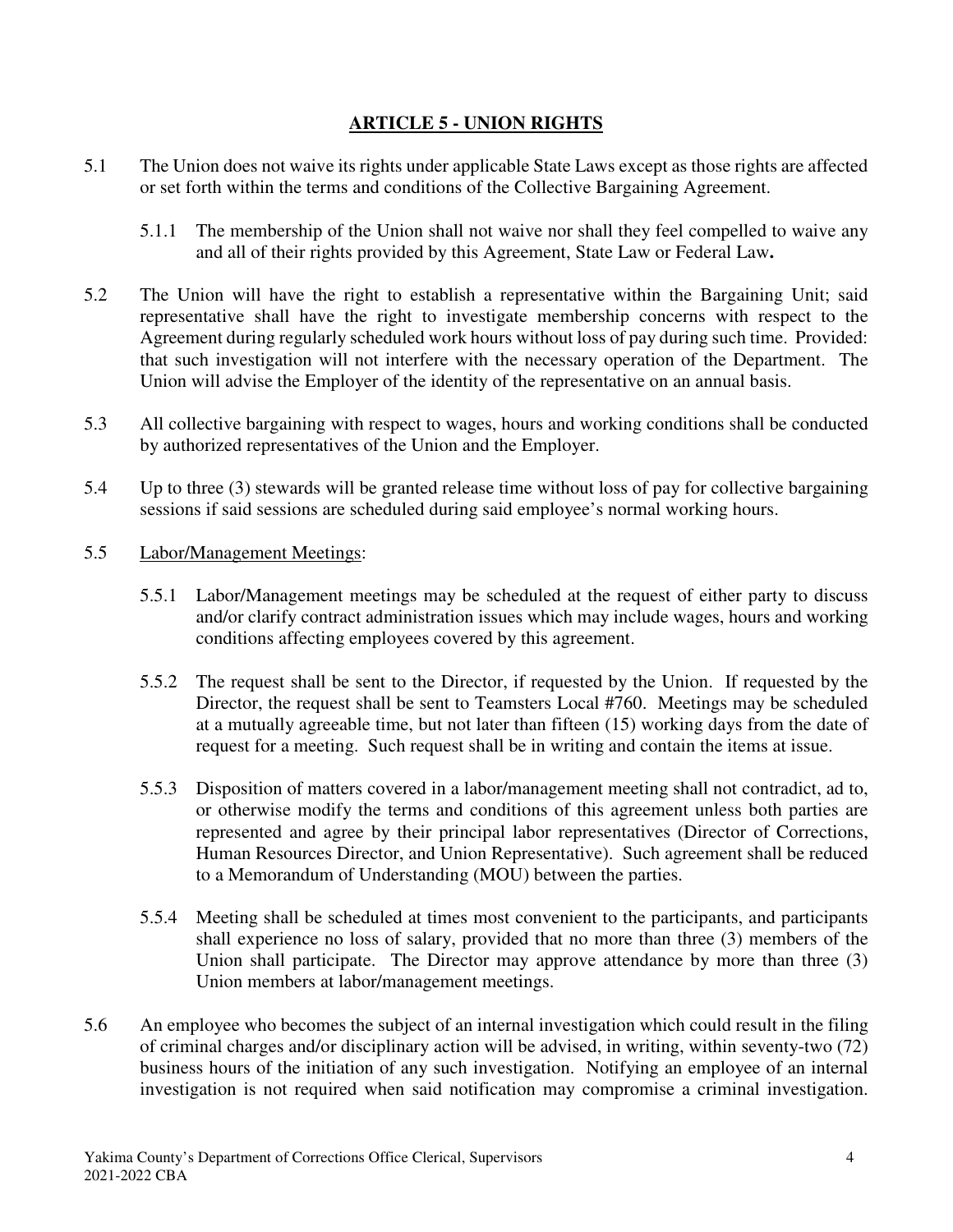## ARTICLE 5 - UNION RIGHTS

5.1 The Union does not waive its rights under applicable State Laws except as those rights are affected or set forth within the terms and conditions of the Collective Bargaining Agreement.

5.1.1 The membership of the Union shall not waive nor shall they feel compelled to waive any and all of their rights provided by this Agreement, State Law or Federal Law**.**

5.2 The Union will have the right to establish a representative within the Bargaining Unit; said representative shall have the right to investigate membership concerns with respect to the Agreement during regularly scheduled work hours without loss of pay during such time. Provided: that such investigation will not interfere with the necessary operation of the Department. The Union will advise the Employer of the identity of the representative on an annual basis.

5.3 All collective bargaining with respect to wages, hours and working conditions shall be conducted by authorized representatives of the Union and the Employer.

5.4 Up to three (3) stewards will be granted release time without loss of pay for collective bargaining sessions if said sessions are scheduled during said employee's normal working hours.

5.5 Labor/Management Meetings:

5.5.1 Labor/Management meetings may be scheduled at the request of either party to discuss and/or clarify contract administration issues which may include wages, hours and working conditions affecting employees covered by this agreement.

5.5.2 The request shall be sent to the Director, if requested by the Union. If requested by the Director, the request shall be sent to Teamsters Local #760. Meetings may be scheduled at a mutually agreeable time, but not later than fifteen (15) working days from the date of request for a meeting. Such request shall be in writing and contain the items at issue.

5.5.3 Disposition of matters covered in a labor/management meeting shall not contradict, ad to, or otherwise modify the terms and conditions of this agreement unless both parties are represented and agree by their principal labor representatives (Director of Corrections, Human Resources Director, and Union Representative). Such agreement shall be reduced to a Memorandum of Understanding (MOU) between the parties.

5.5.4 Meeting shall be scheduled at times most convenient to the participants, and participants shall experience no loss of salary, provided that no more than three (3) members of the Union shall participate. The Director may approve attendance by more than three (3) Union members at labor/management meetings.

5.6 An employee who becomes the subject of an internal investigation which could result in the filing of criminal charges and/or disciplinary action will be advised, in writing, within seventy-two (72) business hours of the initiation of any such investigation. Notifying an employee of an internal investigation is not required when said notification may compromise a criminal investigation.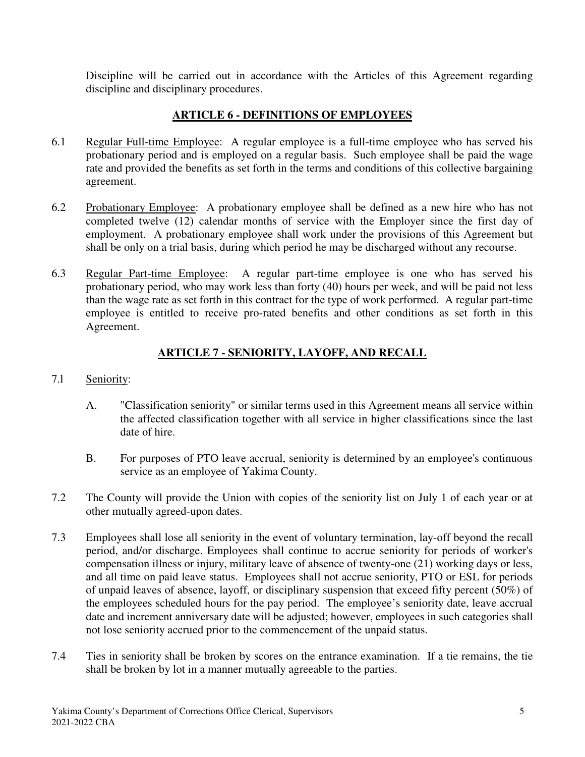Discipline will be carried out in accordance with the Articles of this Agreement regarding discipline and disciplinary procedures.

## ARTICLE 6 - DEFINITIONS OF EMPLOYEES

6.1 Regular Full-time Employee: A regular employee is a full-time employee who has served his probationary period and is employed on a regular basis. Such employee shall be paid the wage rate and provided the benefits as set forth in the terms and conditions of this collective bargaining agreement.

6.2 Probationary Employee: A probationary employee shall be defined as a new hire who has not completed twelve (12) calendar months of service with the Employer since the first day of employment. A probationary employee shall work under the provisions of this Agreement but shall be only on a trial basis, during which period he may be discharged without any recourse.

6.3 Regular Part-time Employee: A regular part-time employee is one who has served his probationary period, who may work less than forty (40) hours per week, and will be paid not less than the wage rate as set forth in this contract for the type of work performed. A regular part-time employee is entitled to receive pro-rated benefits and other conditions as set forth in this Agreement.

## ARTICLE 7 - SENIORITY, LAYOFF, AND RECALL

7.1 Seniority:

A. "Classification seniority" or similar terms used in this Agreement means all service within the affected classification together with all service in higher classifications since the last date of hire.

B. For purposes of PTO leave accrual, seniority is determined by an employee's continuous service as an employee of Yakima County.

7.2 The County will provide the Union with copies of the seniority list on July 1 of each year or at other mutually agreed-upon dates.

7.3 Employees shall lose all seniority in the event of voluntary termination, lay-off beyond the recall period, and/or discharge. Employees shall continue to accrue seniority for periods of worker's compensation illness or injury, military leave of absence of twenty-one (21) working days or less, and all time on paid leave status. Employees shall not accrue seniority, PTO or ESL for periods of unpaid leaves of absence, layoff, or disciplinary suspension that exceed fifty percent (50%) of the employees scheduled hours for the pay period. The employee's seniority date, leave accrual date and increment anniversary date will be adjusted; however, employees in such categories shall not lose seniority accrued prior to the commencement of the unpaid status.

7.4 Ties in seniority shall be broken by scores on the entrance examination. If a tie remains, the tie shall be broken by lot in a manner mutually agreeable to the parties.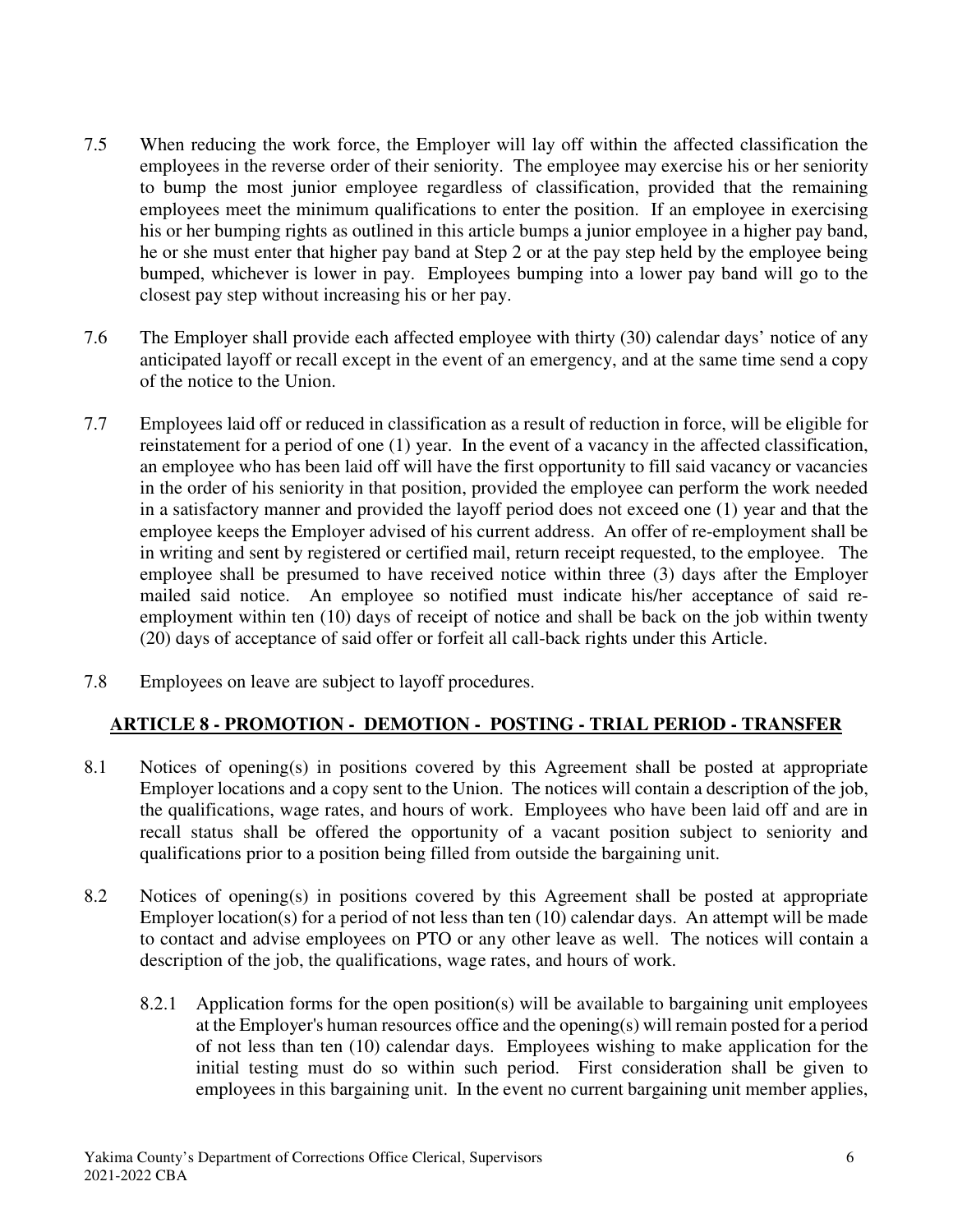7.5 When reducing the work force, the Employer will lay off within the affected classification the employees in the reverse order of their seniority. The employee may exercise his or her seniority to bump the most junior employee regardless of classification, provided that the remaining employees meet the minimum qualifications to enter the position. If an employee in exercising his or her bumping rights as outlined in this article bumps a junior employee in a higher pay band, he or she must enter that higher pay band at Step 2 or at the pay step held by the employee being bumped, whichever is lower in pay. Employees bumping into a lower pay band will go to the closest pay step without increasing his or her pay.

7.6 The Employer shall provide each affected employee with thirty (30) calendar days' notice of any anticipated layoff or recall except in the event of an emergency, and at the same time send a copy of the notice to the Union.

7.7 Employees laid off or reduced in classification as a result of reduction in force, will be eligible for reinstatement for a period of one (1) year. In the event of a vacancy in the affected classification, an employee who has been laid off will have the first opportunity to fill said vacancy or vacancies in the order of his seniority in that position, provided the employee can perform the work needed in a satisfactory manner and provided the layoff period does not exceed one (1) year and that the employee keeps the Employer advised of his current address. An offer of re-employment shall be in writing and sent by registered or certified mail, return receipt requested, to the employee. The employee shall be presumed to have received notice within three (3) days after the Employer mailed said notice. An employee so notified must indicate his/her acceptance of said re-employment within ten (10) days of receipt of notice and shall be back on the job within twenty (20) days of acceptance of said offer or forfeit all call-back rights under this Article.

7.8 Employees on leave are subject to layoff procedures.

## ARTICLE 8 - PROMOTION - DEMOTION - POSTING - TRIAL PERIOD - TRANSFER

8.1 Notices of opening(s) in positions covered by this Agreement shall be posted at appropriate Employer locations and a copy sent to the Union. The notices will contain a description of the job, the qualifications, wage rates, and hours of work. Employees who have been laid off and are in recall status shall be offered the opportunity of a vacant position subject to seniority and qualifications prior to a position being filled from outside the bargaining unit.

8.2 Notices of opening(s) in positions covered by this Agreement shall be posted at appropriate Employer location(s) for a period of not less than ten (10) calendar days. An attempt will be made to contact and advise employees on PTO or any other leave as well. The notices will contain a description of the job, the qualifications, wage rates, and hours of work.

8.2.1 Application forms for the open position(s) will be available to bargaining unit employees at the Employer's human resources office and the opening(s) will remain posted for a period of not less than ten (10) calendar days. Employees wishing to make application for the initial testing must do so within such period. First consideration shall be given to employees in this bargaining unit. In the event no current bargaining unit member applies,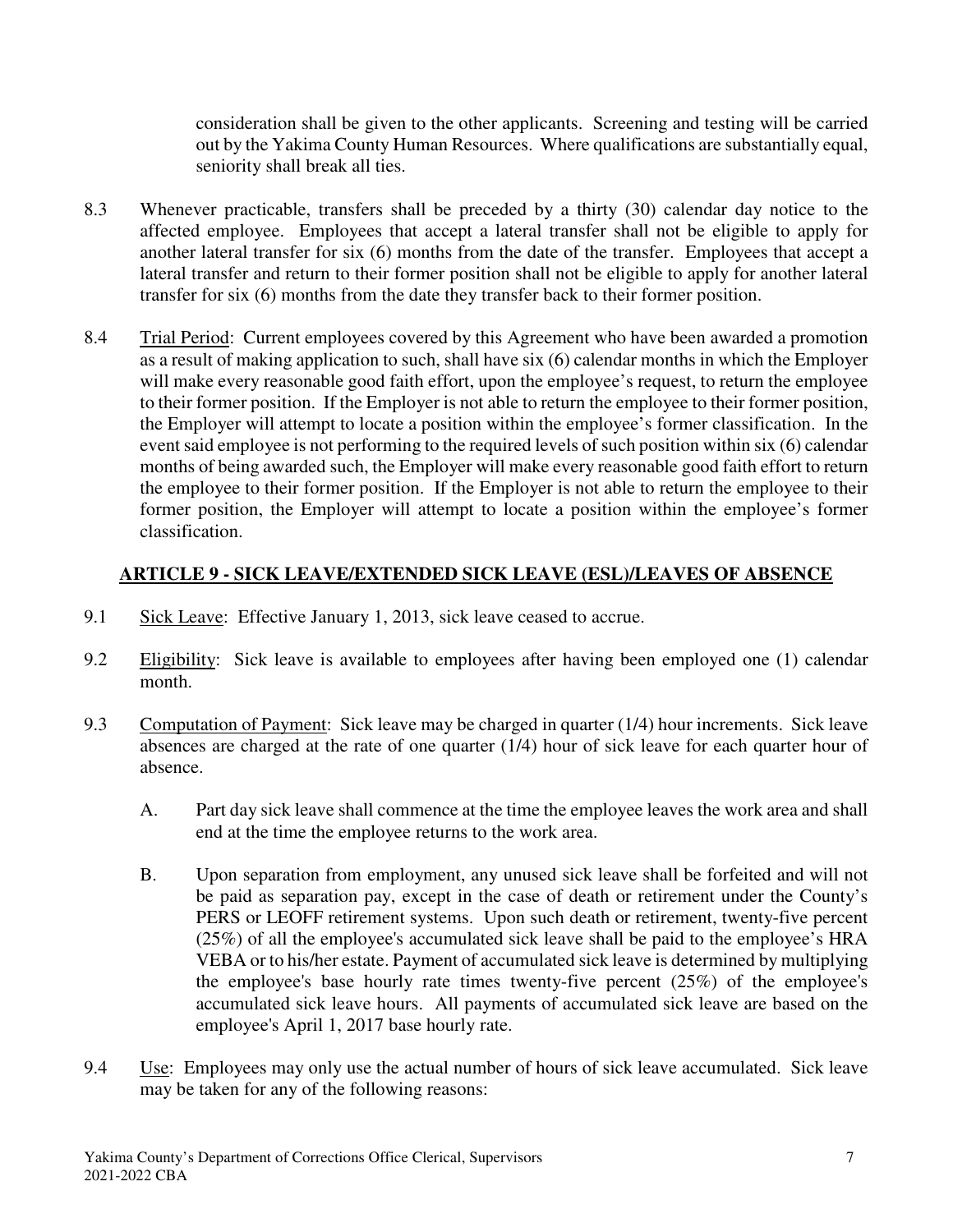consideration shall be given to the other applicants. Screening and testing will be carried out by the Yakima County Human Resources. Where qualifications are substantially equal, seniority shall break all ties.

8.3 Whenever practicable, transfers shall be preceded by a thirty (30) calendar day notice to the affected employee. Employees that accept a lateral transfer shall not be eligible to apply for another lateral transfer for six (6) months from the date of the transfer. Employees that accept a lateral transfer and return to their former position shall not be eligible to apply for another lateral transfer for six (6) months from the date they transfer back to their former position.

8.4 Trial Period: Current employees covered by this Agreement who have been awarded a promotion as a result of making application to such, shall have six (6) calendar months in which the Employer will make every reasonable good faith effort, upon the employee's request, to return the employee to their former position. If the Employer is not able to return the employee to their former position, the Employer will attempt to locate a position within the employee's former classification. In the event said employee is not performing to the required levels of such position within six (6) calendar months of being awarded such, the Employer will make every reasonable good faith effort to return the employee to their former position. If the Employer is not able to return the employee to their former position, the Employer will attempt to locate a position within the employee's former classification.

## ARTICLE 9 - SICK LEAVE/EXTENDED SICK LEAVE (ESL)/LEAVES OF ABSENCE

9.1 Sick Leave: Effective January 1, 2013, sick leave ceased to accrue.

9.2 Eligibility: Sick leave is available to employees after having been employed one (1) calendar month.

9.3 Computation of Payment: Sick leave may be charged in quarter (1/4) hour increments. Sick leave absences are charged at the rate of one quarter (1/4) hour of sick leave for each quarter hour of absence.

A. Part day sick leave shall commence at the time the employee leaves the work area and shall end at the time the employee returns to the work area.

B. Upon separation from employment, any unused sick leave shall be forfeited and will not be paid as separation pay, except in the case of death or retirement under the County's PERS or LEOFF retirement systems. Upon such death or retirement, twenty-five percent (25%) of all the employee's accumulated sick leave shall be paid to the employee's HRA VEBA or to his/her estate. Payment of accumulated sick leave is determined by multiplying the employee's base hourly rate times twenty-five percent (25%) of the employee's accumulated sick leave hours. All payments of accumulated sick leave are based on the employee's April 1, 2017 base hourly rate.

9.4 Use: Employees may only use the actual number of hours of sick leave accumulated. Sick leave may be taken for any of the following reasons: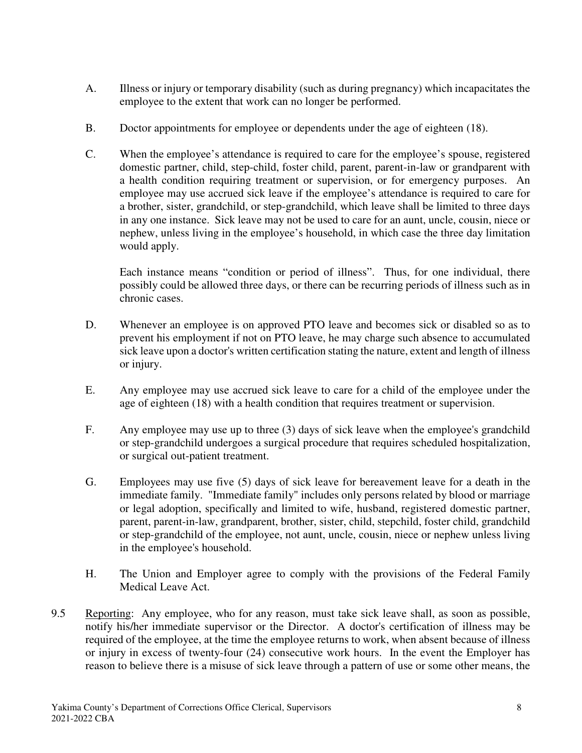A. Illness or injury or temporary disability (such as during pregnancy) which incapacitates the employee to the extent that work can no longer be performed.

B. Doctor appointments for employee or dependents under the age of eighteen (18).

C. When the employee's attendance is required to care for the employee's spouse, registered domestic partner, child, step-child, foster child, parent, parent-in-law or grandparent with a health condition requiring treatment or supervision, or for emergency purposes. An employee may use accrued sick leave if the employee's attendance is required to care for a brother, sister, grandchild, or step-grandchild, which leave shall be limited to three days in any one instance. Sick leave may not be used to care for an aunt, uncle, cousin, niece or nephew, unless living in the employee's household, in which case the three day limitation would apply.

   Each instance means "condition or period of illness". Thus, for one individual, there possibly could be allowed three days, or there can be recurring periods of illness such as in chronic cases.

D. Whenever an employee is on approved PTO leave and becomes sick or disabled so as to prevent his employment if not on PTO leave, he may charge such absence to accumulated sick leave upon a doctor's written certification stating the nature, extent and length of illness or injury.

E. Any employee may use accrued sick leave to care for a child of the employee under the age of eighteen (18) with a health condition that requires treatment or supervision.

F. Any employee may use up to three (3) days of sick leave when the employee's grandchild or step-grandchild undergoes a surgical procedure that requires scheduled hospitalization, or surgical out-patient treatment.

G. Employees may use five (5) days of sick leave for bereavement leave for a death in the immediate family. "Immediate family" includes only persons related by blood or marriage or legal adoption, specifically and limited to wife, husband, registered domestic partner, parent, parent-in-law, grandparent, brother, sister, child, stepchild, foster child, grandchild or step-grandchild of the employee, not aunt, uncle, cousin, niece or nephew unless living in the employee's household.

H. The Union and Employer agree to comply with the provisions of the Federal Family Medical Leave Act.

9.5 Reporting: Any employee, who for any reason, must take sick leave shall, as soon as possible, notify his/her immediate supervisor or the Director. A doctor's certification of illness may be required of the employee, at the time the employee returns to work, when absent because of illness or injury in excess of twenty-four (24) consecutive work hours. In the event the Employer has reason to believe there is a misuse of sick leave through a pattern of use or some other means, the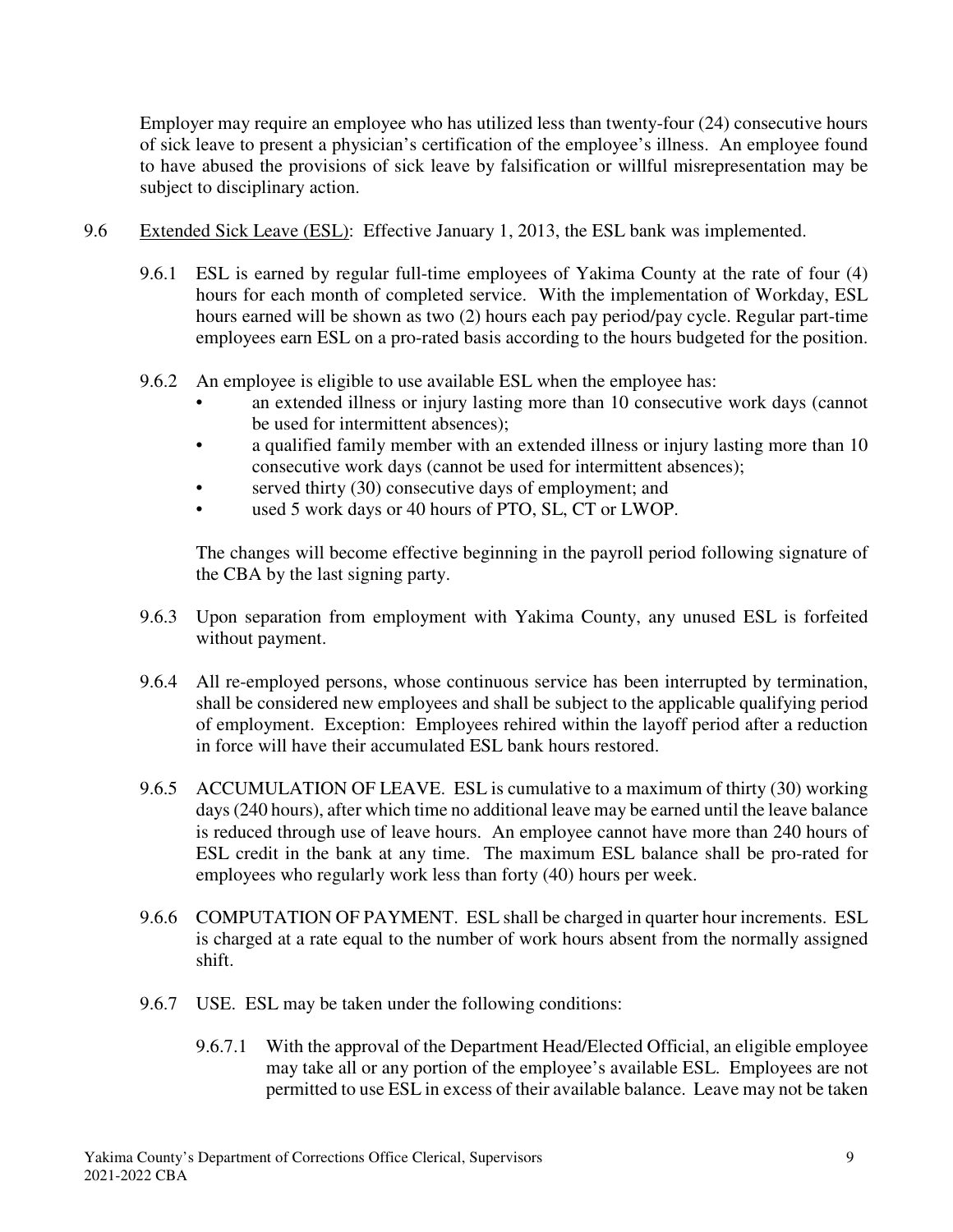Employer may require an employee who has utilized less than twenty-four (24) consecutive hours of sick leave to present a physician's certification of the employee's illness. An employee found to have abused the provisions of sick leave by falsification or willful misrepresentation may be subject to disciplinary action.

9.6 Extended Sick Leave (ESL): Effective January 1, 2013, the ESL bank was implemented.

9.6.1 ESL is earned by regular full-time employees of Yakima County at the rate of four (4) hours for each month of completed service. With the implementation of Workday, ESL hours earned will be shown as two (2) hours each pay period/pay cycle. Regular part-time employees earn ESL on a pro-rated basis according to the hours budgeted for the position.

9.6.2 An employee is eligible to use available ESL when the employee has:

- an extended illness or injury lasting more than 10 consecutive work days (cannot be used for intermittent absences);
- a qualified family member with an extended illness or injury lasting more than 10 consecutive work days (cannot be used for intermittent absences);
- served thirty (30) consecutive days of employment; and
- used 5 work days or 40 hours of PTO, SL, CT or LWOP.

The changes will become effective beginning in the payroll period following signature of the CBA by the last signing party.

9.6.3 Upon separation from employment with Yakima County, any unused ESL is forfeited without payment.

9.6.4 All re-employed persons, whose continuous service has been interrupted by termination, shall be considered new employees and shall be subject to the applicable qualifying period of employment. Exception: Employees rehired within the layoff period after a reduction in force will have their accumulated ESL bank hours restored.

9.6.5 ACCUMULATION OF LEAVE. ESL is cumulative to a maximum of thirty (30) working days (240 hours), after which time no additional leave may be earned until the leave balance is reduced through use of leave hours. An employee cannot have more than 240 hours of ESL credit in the bank at any time. The maximum ESL balance shall be pro-rated for employees who regularly work less than forty (40) hours per week.

9.6.6 COMPUTATION OF PAYMENT. ESL shall be charged in quarter hour increments. ESL is charged at a rate equal to the number of work hours absent from the normally assigned shift.

9.6.7 USE. ESL may be taken under the following conditions:

9.6.7.1 With the approval of the Department Head/Elected Official, an eligible employee may take all or any portion of the employee's available ESL. Employees are not permitted to use ESL in excess of their available balance. Leave may not be taken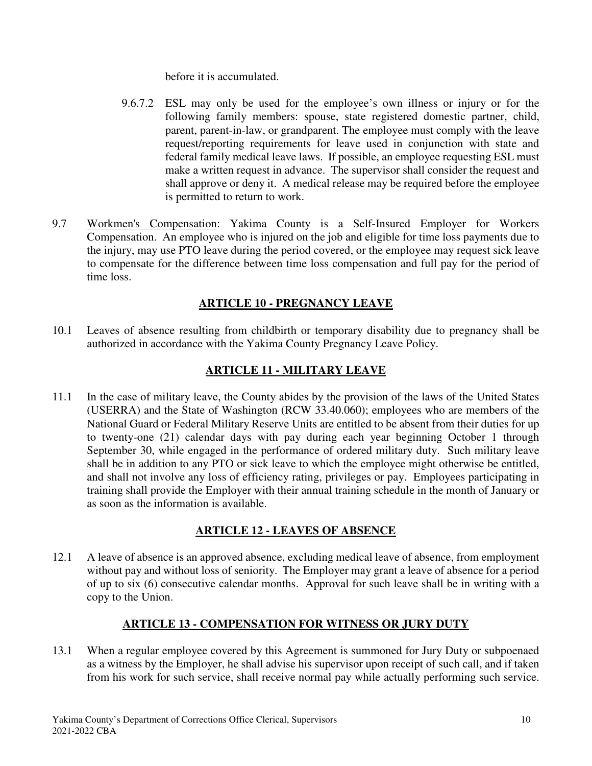before it is accumulated.

9.6.7.2 ESL may only be used for the employee's own illness or injury or for the following family members: spouse, state registered domestic partner, child, parent, parent-in-law, or grandparent. The employee must comply with the leave request/reporting requirements for leave used in conjunction with state and federal family medical leave laws. If possible, an employee requesting ESL must make a written request in advance. The supervisor shall consider the request and shall approve or deny it. A medical release may be required before the employee is permitted to return to work.

9.7 Workmen's Compensation: Yakima County is a Self-Insured Employer for Workers Compensation. An employee who is injured on the job and eligible for time loss payments due to the injury, may use PTO leave during the period covered, or the employee may request sick leave to compensate for the difference between time loss compensation and full pay for the period of time loss.

## ARTICLE 10 - PREGNANCY LEAVE

10.1 Leaves of absence resulting from childbirth or temporary disability due to pregnancy shall be authorized in accordance with the Yakima County Pregnancy Leave Policy.

## ARTICLE 11 - MILITARY LEAVE

11.1 In the case of military leave, the County abides by the provision of the laws of the United States (USERRA) and the State of Washington (RCW 33.40.060); employees who are members of the National Guard or Federal Military Reserve Units are entitled to be absent from their duties for up to twenty-one (21) calendar days with pay during each year beginning October 1 through September 30, while engaged in the performance of ordered military duty. Such military leave shall be in addition to any PTO or sick leave to which the employee might otherwise be entitled, and shall not involve any loss of efficiency rating, privileges or pay. Employees participating in training shall provide the Employer with their annual training schedule in the month of January or as soon as the information is available.

## ARTICLE 12 - LEAVES OF ABSENCE

12.1 A leave of absence is an approved absence, excluding medical leave of absence, from employment without pay and without loss of seniority. The Employer may grant a leave of absence for a period of up to six (6) consecutive calendar months. Approval for such leave shall be in writing with a copy to the Union.

## ARTICLE 13 - COMPENSATION FOR WITNESS OR JURY DUTY

13.1 When a regular employee covered by this Agreement is summoned for Jury Duty or subpoenaed as a witness by the Employer, he shall advise his supervisor upon receipt of such call, and if taken from his work for such service, shall receive normal pay while actually performing such service.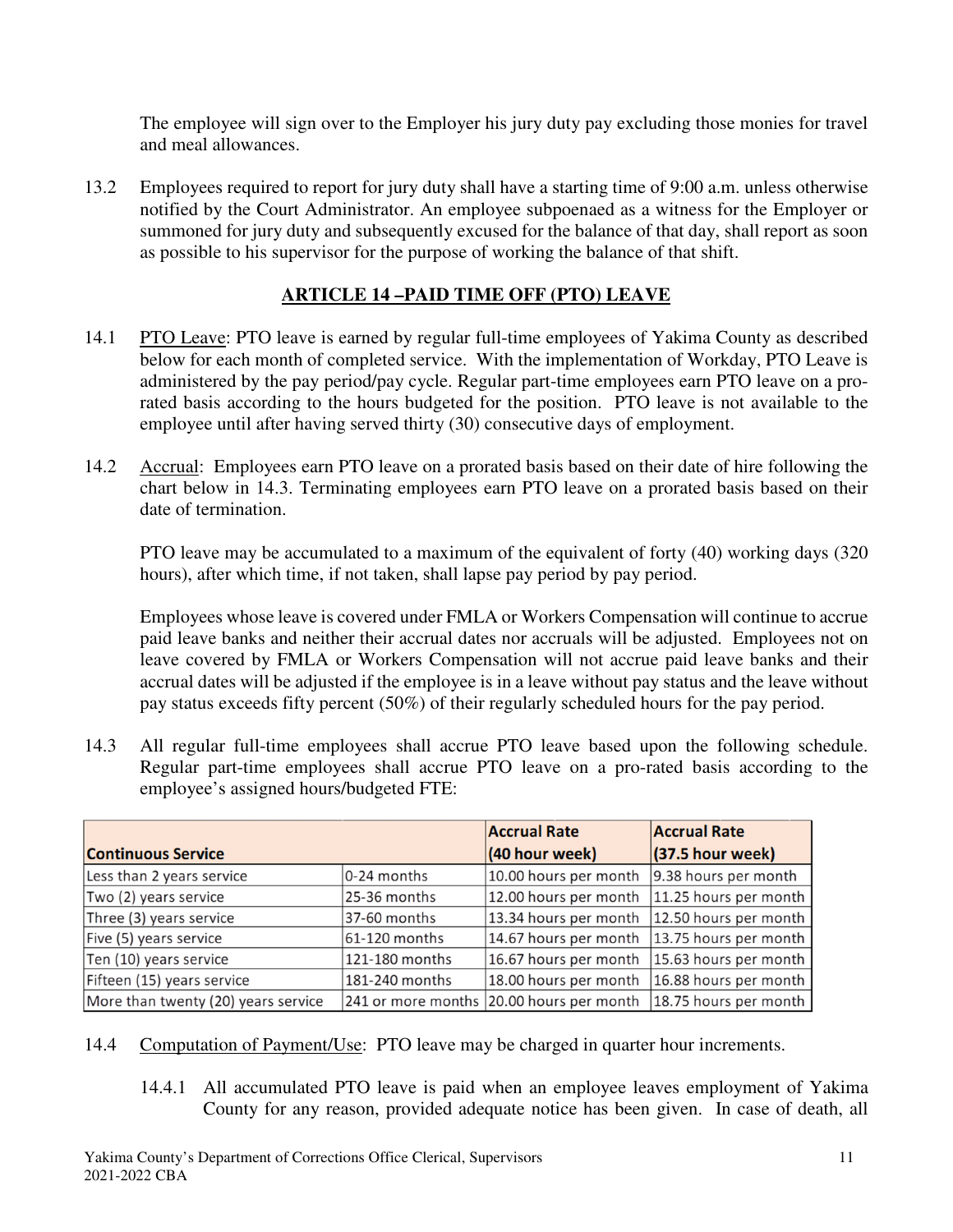The employee will sign over to the Employer his jury duty pay excluding those monies for travel and meal allowances.

13.2 Employees required to report for jury duty shall have a starting time of 9:00 a.m. unless otherwise notified by the Court Administrator. An employee subpoenaed as a witness for the Employer or summoned for jury duty and subsequently excused for the balance of that day, shall report as soon as possible to his supervisor for the purpose of working the balance of that shift.

## ARTICLE 14 –PAID TIME OFF (PTO) LEAVE

14.1 PTO Leave: PTO leave is earned by regular full-time employees of Yakima County as described below for each month of completed service. With the implementation of Workday, PTO Leave is administered by the pay period/pay cycle. Regular part-time employees earn PTO leave on a pro-rated basis according to the hours budgeted for the position. PTO leave is not available to the employee until after having served thirty (30) consecutive days of employment.

14.2 Accrual: Employees earn PTO leave on a prorated basis based on their date of hire following the chart below in 14.3. Terminating employees earn PTO leave on a prorated basis based on their date of termination.

PTO leave may be accumulated to a maximum of the equivalent of forty (40) working days (320 hours), after which time, if not taken, shall lapse pay period by pay period.

Employees whose leave is covered under FMLA or Workers Compensation will continue to accrue paid leave banks and neither their accrual dates nor accruals will be adjusted. Employees not on leave covered by FMLA or Workers Compensation will not accrue paid leave banks and their accrual dates will be adjusted if the employee is in a leave without pay status and the leave without pay status exceeds fifty percent (50%) of their regularly scheduled hours for the pay period.

14.3 All regular full-time employees shall accrue PTO leave based upon the following schedule. Regular part-time employees shall accrue PTO leave on a pro-rated basis according to the employee's assigned hours/budgeted FTE:

| Continuous Service | | Accrual Rate (40 hour week) | Accrual Rate (37.5 hour week) |
|---|---|---|---|
| Less than 2 years service | 0-24 months | 10.00 hours per month | 9.38 hours per month |
| Two (2) years service | 25-36 months | 12.00 hours per month | 11.25 hours per month |
| Three (3) years service | 37-60 months | 13.34 hours per month | 12.50 hours per month |
| Five (5) years service | 61-120 months | 14.67 hours per month | 13.75 hours per month |
| Ten (10) years service | 121-180 months | 16.67 hours per month | 15.63 hours per month |
| Fifteen (15) years service | 181-240 months | 18.00 hours per month | 16.88 hours per month |
| More than twenty (20) years service | 241 or more months | 20.00 hours per month | 18.75 hours per month |

14.4 Computation of Payment/Use: PTO leave may be charged in quarter hour increments.

14.4.1 All accumulated PTO leave is paid when an employee leaves employment of Yakima County for any reason, provided adequate notice has been given. In case of death, all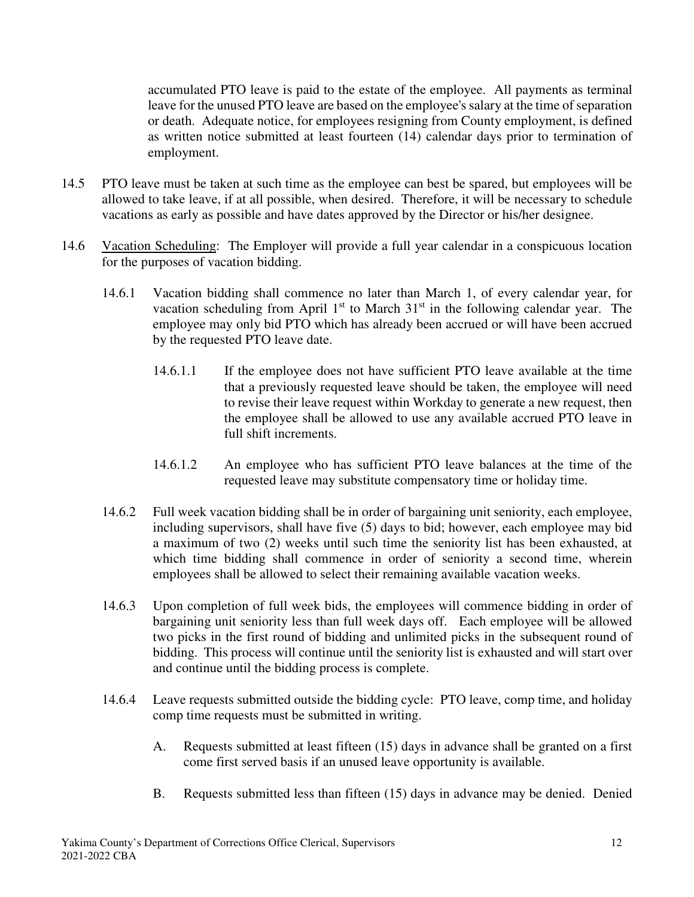accumulated PTO leave is paid to the estate of the employee. All payments as terminal leave for the unused PTO leave are based on the employee's salary at the time of separation or death. Adequate notice, for employees resigning from County employment, is defined as written notice submitted at least fourteen (14) calendar days prior to termination of employment.

14.5 PTO leave must be taken at such time as the employee can best be spared, but employees will be allowed to take leave, if at all possible, when desired. Therefore, it will be necessary to schedule vacations as early as possible and have dates approved by the Director or his/her designee.

14.6 Vacation Scheduling: The Employer will provide a full year calendar in a conspicuous location for the purposes of vacation bidding.

14.6.1 Vacation bidding shall commence no later than March 1, of every calendar year, for vacation scheduling from April 1st to March 31st in the following calendar year. The employee may only bid PTO which has already been accrued or will have been accrued by the requested PTO leave date.

14.6.1.1 If the employee does not have sufficient PTO leave available at the time that a previously requested leave should be taken, the employee will need to revise their leave request within Workday to generate a new request, then the employee shall be allowed to use any available accrued PTO leave in full shift increments.

14.6.1.2 An employee who has sufficient PTO leave balances at the time of the requested leave may substitute compensatory time or holiday time.

14.6.2 Full week vacation bidding shall be in order of bargaining unit seniority, each employee, including supervisors, shall have five (5) days to bid; however, each employee may bid a maximum of two (2) weeks until such time the seniority list has been exhausted, at which time bidding shall commence in order of seniority a second time, wherein employees shall be allowed to select their remaining available vacation weeks.

14.6.3 Upon completion of full week bids, the employees will commence bidding in order of bargaining unit seniority less than full week days off. Each employee will be allowed two picks in the first round of bidding and unlimited picks in the subsequent round of bidding. This process will continue until the seniority list is exhausted and will start over and continue until the bidding process is complete.

14.6.4 Leave requests submitted outside the bidding cycle: PTO leave, comp time, and holiday comp time requests must be submitted in writing.

A. Requests submitted at least fifteen (15) days in advance shall be granted on a first come first served basis if an unused leave opportunity is available.

B. Requests submitted less than fifteen (15) days in advance may be denied. Denied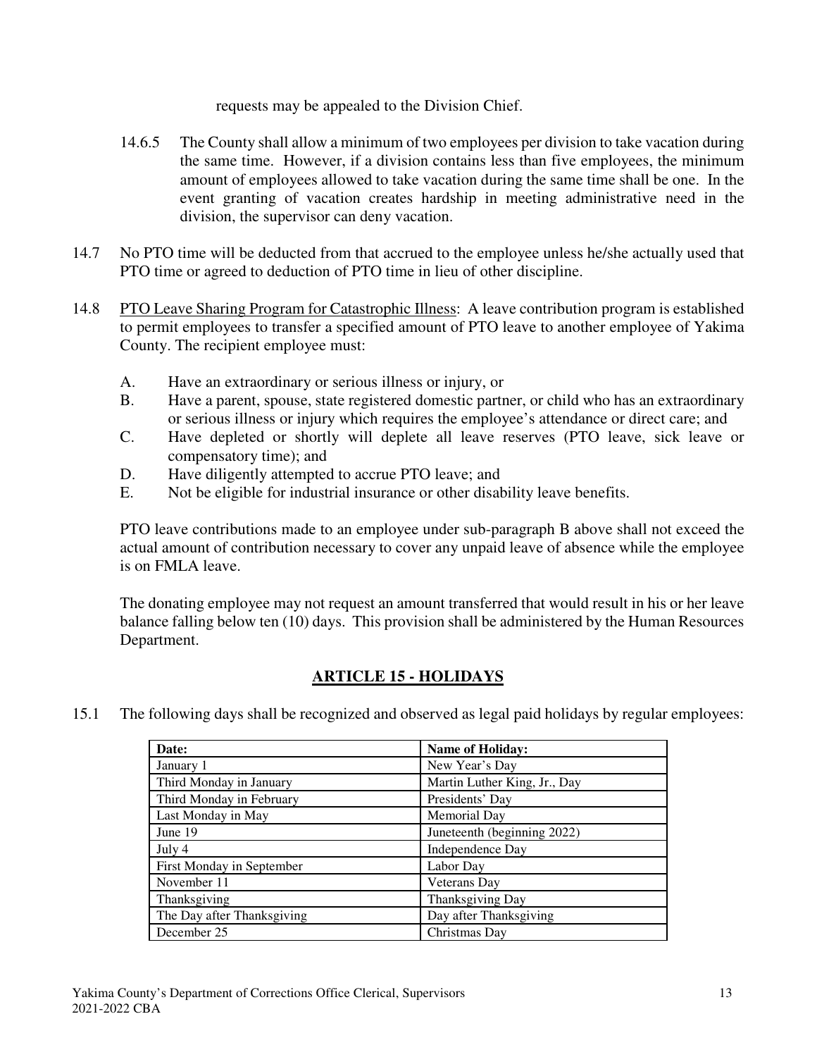requests may be appealed to the Division Chief.

14.6.5 The County shall allow a minimum of two employees per division to take vacation during the same time. However, if a division contains less than five employees, the minimum amount of employees allowed to take vacation during the same time shall be one. In the event granting of vacation creates hardship in meeting administrative need in the division, the supervisor can deny vacation.

14.7 No PTO time will be deducted from that accrued to the employee unless he/she actually used that PTO time or agreed to deduction of PTO time in lieu of other discipline.

14.8 PTO Leave Sharing Program for Catastrophic Illness: A leave contribution program is established to permit employees to transfer a specified amount of PTO leave to another employee of Yakima County. The recipient employee must:

A. Have an extraordinary or serious illness or injury, or
B. Have a parent, spouse, state registered domestic partner, or child who has an extraordinary or serious illness or injury which requires the employee's attendance or direct care; and
C. Have depleted or shortly will deplete all leave reserves (PTO leave, sick leave or compensatory time); and
D. Have diligently attempted to accrue PTO leave; and
E. Not be eligible for industrial insurance or other disability leave benefits.

PTO leave contributions made to an employee under sub-paragraph B above shall not exceed the actual amount of contribution necessary to cover any unpaid leave of absence while the employee is on FMLA leave.

The donating employee may not request an amount transferred that would result in his or her leave balance falling below ten (10) days. This provision shall be administered by the Human Resources Department.

## ARTICLE 15 - HOLIDAYS

15.1 The following days shall be recognized and observed as legal paid holidays by regular employees:

| Date: | Name of Holiday: |
|---|---|
| January 1 | New Year's Day |
| Third Monday in January | Martin Luther King, Jr., Day |
| Third Monday in February | Presidents' Day |
| Last Monday in May | Memorial Day |
| June 19 | Juneteenth (beginning 2022) |
| July 4 | Independence Day |
| First Monday in September | Labor Day |
| November 11 | Veterans Day |
| Thanksgiving | Thanksgiving Day |
| The Day after Thanksgiving | Day after Thanksgiving |
| December 25 | Christmas Day |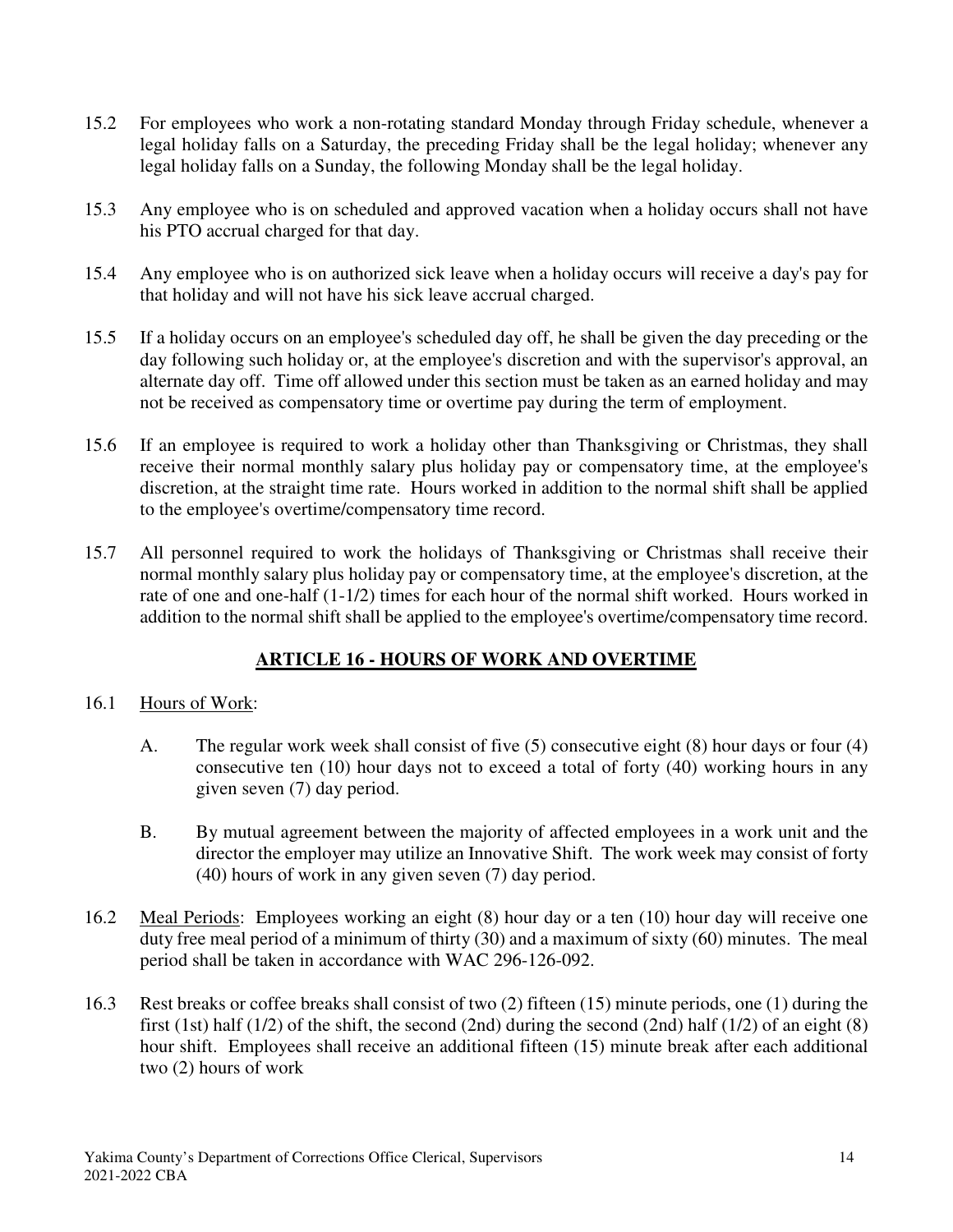15.2 For employees who work a non-rotating standard Monday through Friday schedule, whenever a legal holiday falls on a Saturday, the preceding Friday shall be the legal holiday; whenever any legal holiday falls on a Sunday, the following Monday shall be the legal holiday.

15.3 Any employee who is on scheduled and approved vacation when a holiday occurs shall not have his PTO accrual charged for that day.

15.4 Any employee who is on authorized sick leave when a holiday occurs will receive a day's pay for that holiday and will not have his sick leave accrual charged.

15.5 If a holiday occurs on an employee's scheduled day off, he shall be given the day preceding or the day following such holiday or, at the employee's discretion and with the supervisor's approval, an alternate day off. Time off allowed under this section must be taken as an earned holiday and may not be received as compensatory time or overtime pay during the term of employment.

15.6 If an employee is required to work a holiday other than Thanksgiving or Christmas, they shall receive their normal monthly salary plus holiday pay or compensatory time, at the employee's discretion, at the straight time rate. Hours worked in addition to the normal shift shall be applied to the employee's overtime/compensatory time record.

15.7 All personnel required to work the holidays of Thanksgiving or Christmas shall receive their normal monthly salary plus holiday pay or compensatory time, at the employee's discretion, at the rate of one and one-half (1-1/2) times for each hour of the normal shift worked. Hours worked in addition to the normal shift shall be applied to the employee's overtime/compensatory time record.

## ARTICLE 16 - HOURS OF WORK AND OVERTIME

16.1 Hours of Work:

A. The regular work week shall consist of five (5) consecutive eight (8) hour days or four (4) consecutive ten (10) hour days not to exceed a total of forty (40) working hours in any given seven (7) day period.

B. By mutual agreement between the majority of affected employees in a work unit and the director the employer may utilize an Innovative Shift. The work week may consist of forty (40) hours of work in any given seven (7) day period.

16.2 Meal Periods: Employees working an eight (8) hour day or a ten (10) hour day will receive one duty free meal period of a minimum of thirty (30) and a maximum of sixty (60) minutes. The meal period shall be taken in accordance with WAC 296-126-092.

16.3 Rest breaks or coffee breaks shall consist of two (2) fifteen (15) minute periods, one (1) during the first (1st) half (1/2) of the shift, the second (2nd) during the second (2nd) half (1/2) of an eight (8) hour shift. Employees shall receive an additional fifteen (15) minute break after each additional two (2) hours of work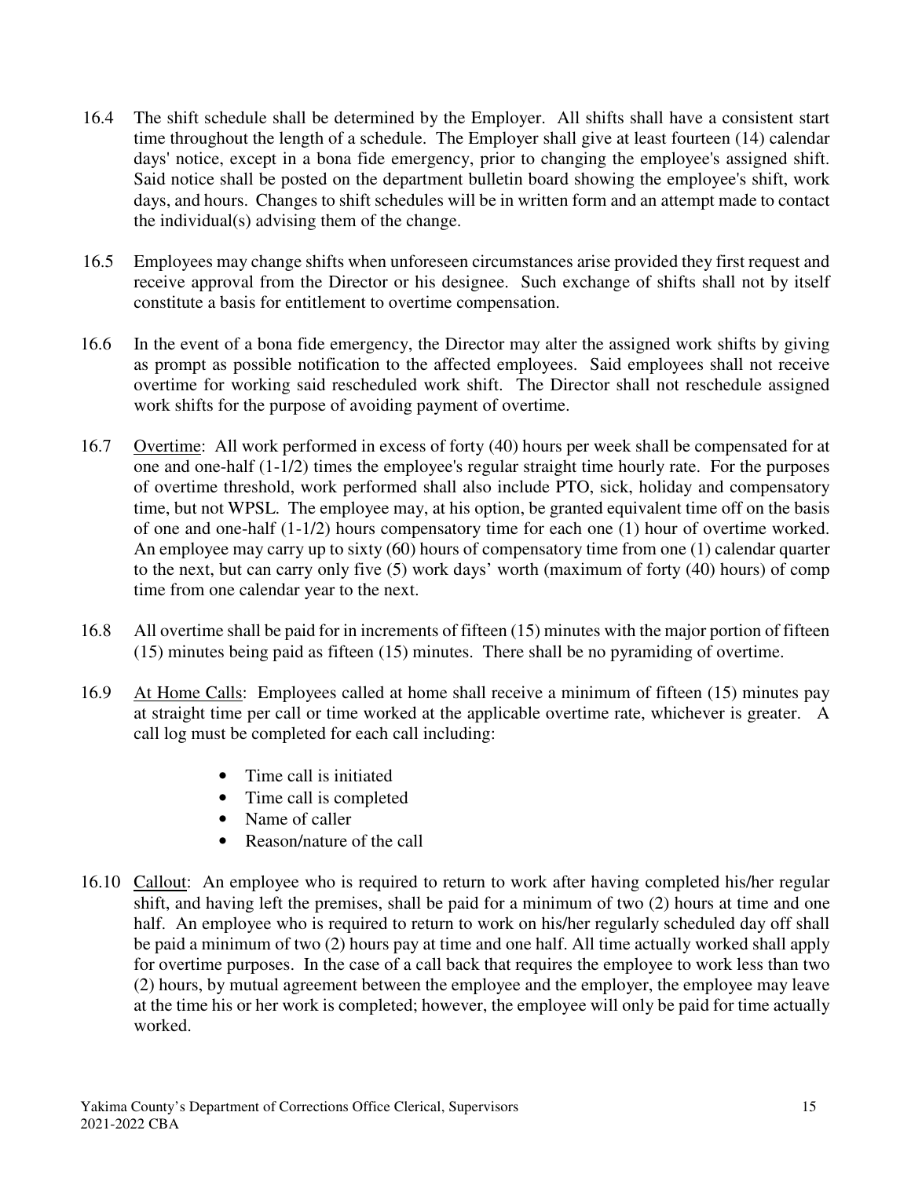16.4 The shift schedule shall be determined by the Employer. All shifts shall have a consistent start time throughout the length of a schedule. The Employer shall give at least fourteen (14) calendar days' notice, except in a bona fide emergency, prior to changing the employee's assigned shift. Said notice shall be posted on the department bulletin board showing the employee's shift, work days, and hours. Changes to shift schedules will be in written form and an attempt made to contact the individual(s) advising them of the change.

16.5 Employees may change shifts when unforeseen circumstances arise provided they first request and receive approval from the Director or his designee. Such exchange of shifts shall not by itself constitute a basis for entitlement to overtime compensation.

16.6 In the event of a bona fide emergency, the Director may alter the assigned work shifts by giving as prompt as possible notification to the affected employees. Said employees shall not receive overtime for working said rescheduled work shift. The Director shall not reschedule assigned work shifts for the purpose of avoiding payment of overtime.

16.7 Overtime: All work performed in excess of forty (40) hours per week shall be compensated for at one and one-half (1-1/2) times the employee's regular straight time hourly rate. For the purposes of overtime threshold, work performed shall also include PTO, sick, holiday and compensatory time, but not WPSL. The employee may, at his option, be granted equivalent time off on the basis of one and one-half (1-1/2) hours compensatory time for each one (1) hour of overtime worked. An employee may carry up to sixty (60) hours of compensatory time from one (1) calendar quarter to the next, but can carry only five (5) work days' worth (maximum of forty (40) hours) of comp time from one calendar year to the next.

16.8 All overtime shall be paid for in increments of fifteen (15) minutes with the major portion of fifteen (15) minutes being paid as fifteen (15) minutes. There shall be no pyramiding of overtime.

16.9 At Home Calls: Employees called at home shall receive a minimum of fifteen (15) minutes pay at straight time per call or time worked at the applicable overtime rate, whichever is greater. A call log must be completed for each call including:

- Time call is initiated
- Time call is completed
- Name of caller
- Reason/nature of the call

16.10 Callout: An employee who is required to return to work after having completed his/her regular shift, and having left the premises, shall be paid for a minimum of two (2) hours at time and one half. An employee who is required to return to work on his/her regularly scheduled day off shall be paid a minimum of two (2) hours pay at time and one half. All time actually worked shall apply for overtime purposes. In the case of a call back that requires the employee to work less than two (2) hours, by mutual agreement between the employee and the employer, the employee may leave at the time his or her work is completed; however, the employee will only be paid for time actually worked.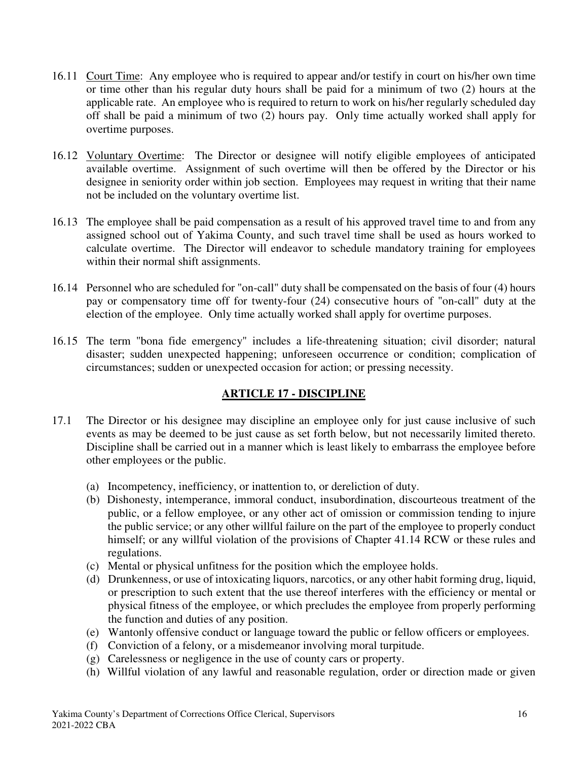16.11 Court Time: Any employee who is required to appear and/or testify in court on his/her own time or time other than his regular duty hours shall be paid for a minimum of two (2) hours at the applicable rate. An employee who is required to return to work on his/her regularly scheduled day off shall be paid a minimum of two (2) hours pay. Only time actually worked shall apply for overtime purposes.

16.12 Voluntary Overtime: The Director or designee will notify eligible employees of anticipated available overtime. Assignment of such overtime will then be offered by the Director or his designee in seniority order within job section. Employees may request in writing that their name not be included on the voluntary overtime list.

16.13 The employee shall be paid compensation as a result of his approved travel time to and from any assigned school out of Yakima County, and such travel time shall be used as hours worked to calculate overtime. The Director will endeavor to schedule mandatory training for employees within their normal shift assignments.

16.14 Personnel who are scheduled for "on-call" duty shall be compensated on the basis of four (4) hours pay or compensatory time off for twenty-four (24) consecutive hours of "on-call" duty at the election of the employee. Only time actually worked shall apply for overtime purposes.

16.15 The term "bona fide emergency" includes a life-threatening situation; civil disorder; natural disaster; sudden unexpected happening; unforeseen occurrence or condition; complication of circumstances; sudden or unexpected occasion for action; or pressing necessity.

## ARTICLE 17 - DISCIPLINE

17.1 The Director or his designee may discipline an employee only for just cause inclusive of such events as may be deemed to be just cause as set forth below, but not necessarily limited thereto. Discipline shall be carried out in a manner which is least likely to embarrass the employee before other employees or the public.

(a) Incompetency, inefficiency, or inattention to, or dereliction of duty.

(b) Dishonesty, intemperance, immoral conduct, insubordination, discourteous treatment of the public, or a fellow employee, or any other act of omission or commission tending to injure the public service; or any other willful failure on the part of the employee to properly conduct himself; or any willful violation of the provisions of Chapter 41.14 RCW or these rules and regulations.

(c) Mental or physical unfitness for the position which the employee holds.

(d) Drunkenness, or use of intoxicating liquors, narcotics, or any other habit forming drug, liquid, or prescription to such extent that the use thereof interferes with the efficiency or mental or physical fitness of the employee, or which precludes the employee from properly performing the function and duties of any position.

(e) Wantonly offensive conduct or language toward the public or fellow officers or employees.

(f) Conviction of a felony, or a misdemeanor involving moral turpitude.

(g) Carelessness or negligence in the use of county cars or property.

(h) Willful violation of any lawful and reasonable regulation, order or direction made or given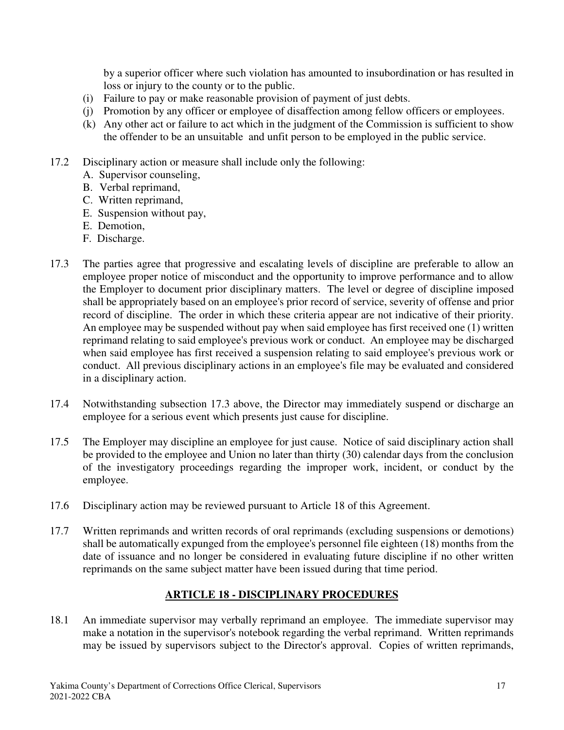by a superior officer where such violation has amounted to insubordination or has resulted in loss or injury to the county or to the public.

(i) Failure to pay or make reasonable provision of payment of just debts.

(j) Promotion by any officer or employee of disaffection among fellow officers or employees.

(k) Any other act or failure to act which in the judgment of the Commission is sufficient to show the offender to be an unsuitable and unfit person to be employed in the public service.

17.2 Disciplinary action or measure shall include only the following:

A. Supervisor counseling,
B. Verbal reprimand,
C. Written reprimand,
E. Suspension without pay,
E. Demotion,
F. Discharge.

17.3 The parties agree that progressive and escalating levels of discipline are preferable to allow an employee proper notice of misconduct and the opportunity to improve performance and to allow the Employer to document prior disciplinary matters. The level or degree of discipline imposed shall be appropriately based on an employee's prior record of service, severity of offense and prior record of discipline. The order in which these criteria appear are not indicative of their priority. An employee may be suspended without pay when said employee has first received one (1) written reprimand relating to said employee's previous work or conduct. An employee may be discharged when said employee has first received a suspension relating to said employee's previous work or conduct. All previous disciplinary actions in an employee's file may be evaluated and considered in a disciplinary action.

17.4 Notwithstanding subsection 17.3 above, the Director may immediately suspend or discharge an employee for a serious event which presents just cause for discipline.

17.5 The Employer may discipline an employee for just cause. Notice of said disciplinary action shall be provided to the employee and Union no later than thirty (30) calendar days from the conclusion of the investigatory proceedings regarding the improper work, incident, or conduct by the employee.

17.6 Disciplinary action may be reviewed pursuant to Article 18 of this Agreement.

17.7 Written reprimands and written records of oral reprimands (excluding suspensions or demotions) shall be automatically expunged from the employee's personnel file eighteen (18) months from the date of issuance and no longer be considered in evaluating future discipline if no other written reprimands on the same subject matter have been issued during that time period.

## ARTICLE 18 - DISCIPLINARY PROCEDURES

18.1 An immediate supervisor may verbally reprimand an employee. The immediate supervisor may make a notation in the supervisor's notebook regarding the verbal reprimand. Written reprimands may be issued by supervisors subject to the Director's approval. Copies of written reprimands,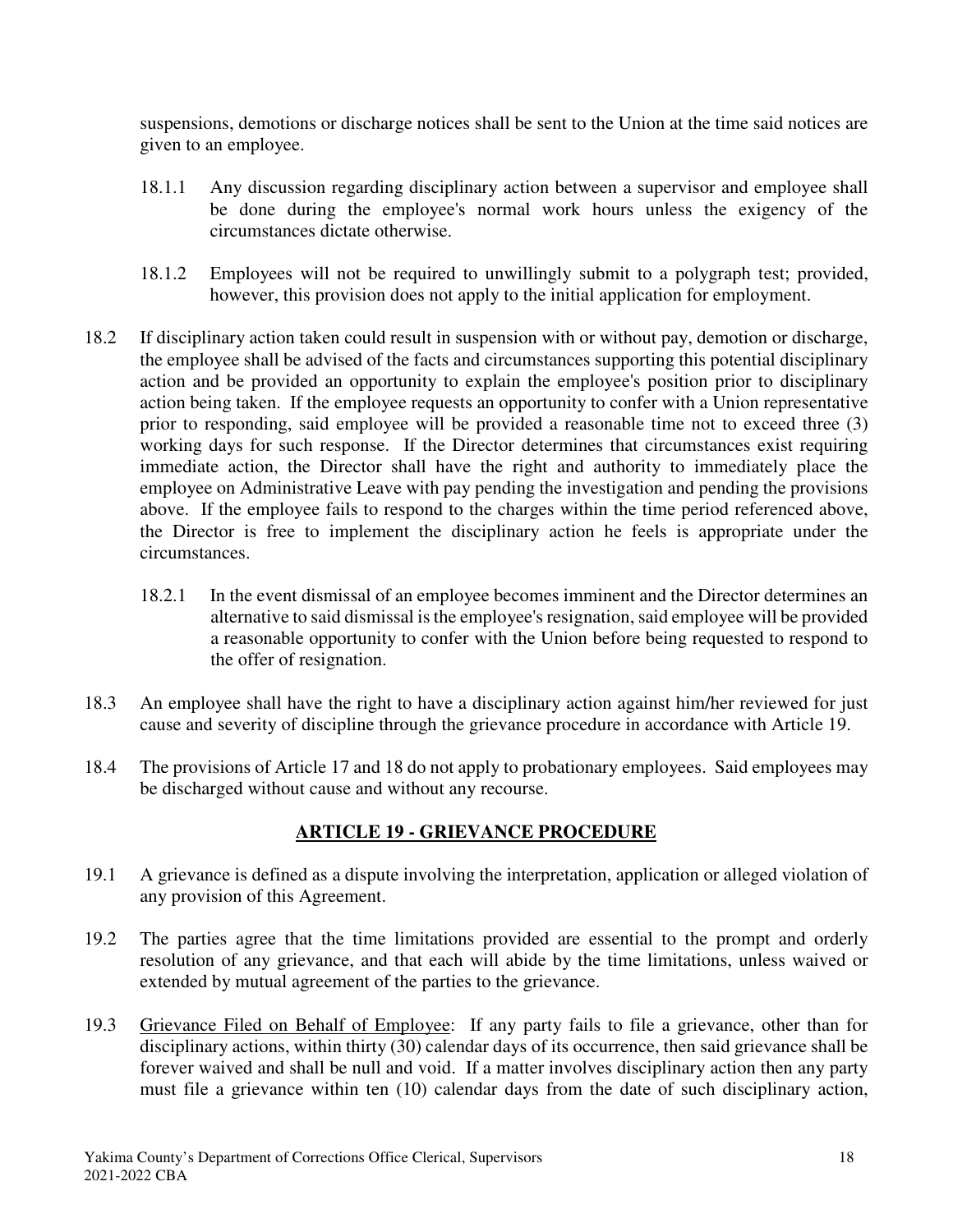suspensions, demotions or discharge notices shall be sent to the Union at the time said notices are given to an employee.

18.1.1 Any discussion regarding disciplinary action between a supervisor and employee shall be done during the employee's normal work hours unless the exigency of the circumstances dictate otherwise.

18.1.2 Employees will not be required to unwillingly submit to a polygraph test; provided, however, this provision does not apply to the initial application for employment.

18.2 If disciplinary action taken could result in suspension with or without pay, demotion or discharge, the employee shall be advised of the facts and circumstances supporting this potential disciplinary action and be provided an opportunity to explain the employee's position prior to disciplinary action being taken. If the employee requests an opportunity to confer with a Union representative prior to responding, said employee will be provided a reasonable time not to exceed three (3) working days for such response. If the Director determines that circumstances exist requiring immediate action, the Director shall have the right and authority to immediately place the employee on Administrative Leave with pay pending the investigation and pending the provisions above. If the employee fails to respond to the charges within the time period referenced above, the Director is free to implement the disciplinary action he feels is appropriate under the circumstances.

18.2.1 In the event dismissal of an employee becomes imminent and the Director determines an alternative to said dismissal is the employee's resignation, said employee will be provided a reasonable opportunity to confer with the Union before being requested to respond to the offer of resignation.

18.3 An employee shall have the right to have a disciplinary action against him/her reviewed for just cause and severity of discipline through the grievance procedure in accordance with Article 19.

18.4 The provisions of Article 17 and 18 do not apply to probationary employees. Said employees may be discharged without cause and without any recourse.

## ARTICLE 19 - GRIEVANCE PROCEDURE

19.1 A grievance is defined as a dispute involving the interpretation, application or alleged violation of any provision of this Agreement.

19.2 The parties agree that the time limitations provided are essential to the prompt and orderly resolution of any grievance, and that each will abide by the time limitations, unless waived or extended by mutual agreement of the parties to the grievance.

19.3 Grievance Filed on Behalf of Employee: If any party fails to file a grievance, other than for disciplinary actions, within thirty (30) calendar days of its occurrence, then said grievance shall be forever waived and shall be null and void. If a matter involves disciplinary action then any party must file a grievance within ten (10) calendar days from the date of such disciplinary action,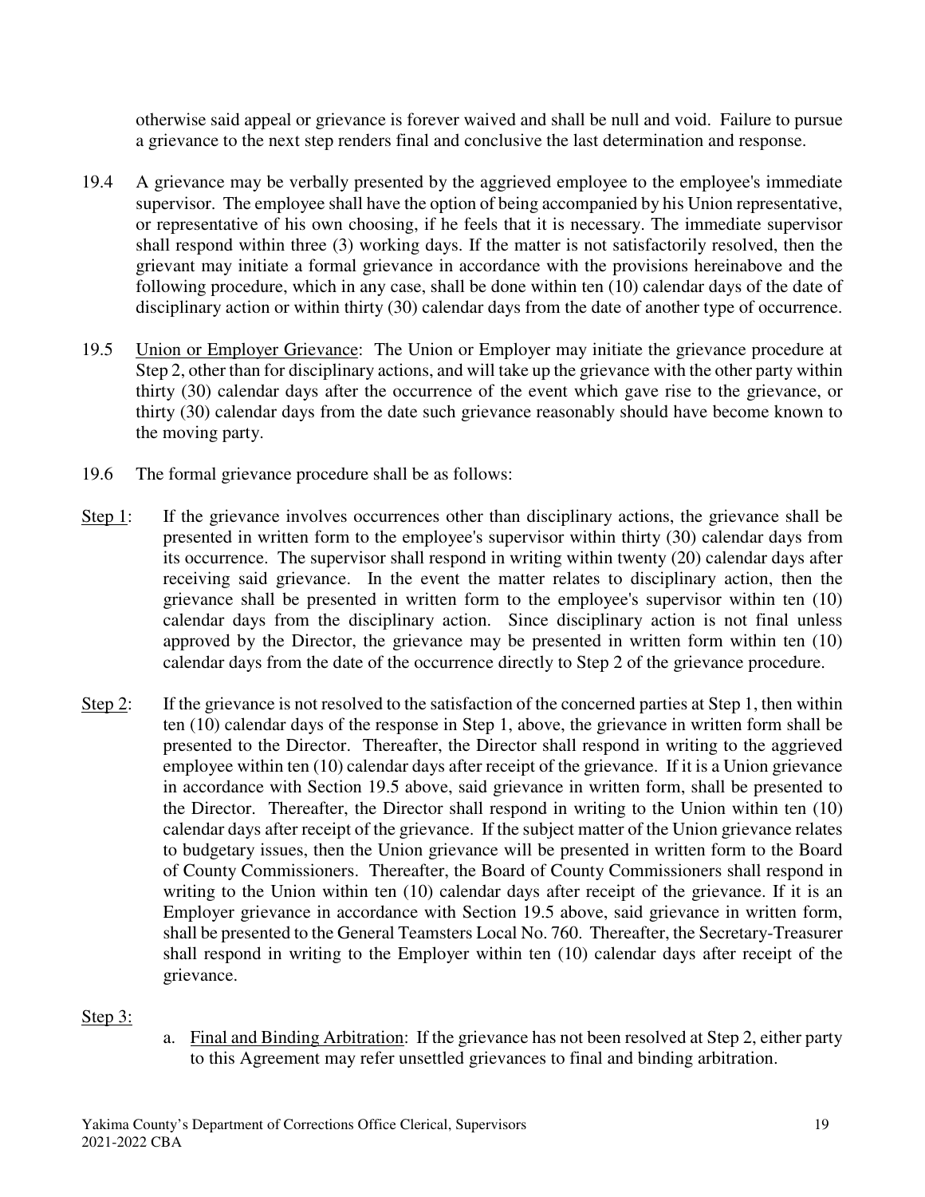otherwise said appeal or grievance is forever waived and shall be null and void. Failure to pursue a grievance to the next step renders final and conclusive the last determination and response.

19.4 A grievance may be verbally presented by the aggrieved employee to the employee's immediate supervisor. The employee shall have the option of being accompanied by his Union representative, or representative of his own choosing, if he feels that it is necessary. The immediate supervisor shall respond within three (3) working days. If the matter is not satisfactorily resolved, then the grievant may initiate a formal grievance in accordance with the provisions hereinabove and the following procedure, which in any case, shall be done within ten (10) calendar days of the date of disciplinary action or within thirty (30) calendar days from the date of another type of occurrence.

19.5 <u>Union or Employer Grievance</u>: The Union or Employer may initiate the grievance procedure at Step 2, other than for disciplinary actions, and will take up the grievance with the other party within thirty (30) calendar days after the occurrence of the event which gave rise to the grievance, or thirty (30) calendar days from the date such grievance reasonably should have become known to the moving party.

19.6 The formal grievance procedure shall be as follows:

<u>Step 1</u>: If the grievance involves occurrences other than disciplinary actions, the grievance shall be presented in written form to the employee's supervisor within thirty (30) calendar days from its occurrence. The supervisor shall respond in writing within twenty (20) calendar days after receiving said grievance. In the event the matter relates to disciplinary action, then the grievance shall be presented in written form to the employee's supervisor within ten (10) calendar days from the disciplinary action. Since disciplinary action is not final unless approved by the Director, the grievance may be presented in written form within ten (10) calendar days from the date of the occurrence directly to Step 2 of the grievance procedure.

<u>Step 2</u>: If the grievance is not resolved to the satisfaction of the concerned parties at Step 1, then within ten (10) calendar days of the response in Step 1, above, the grievance in written form shall be presented to the Director. Thereafter, the Director shall respond in writing to the aggrieved employee within ten (10) calendar days after receipt of the grievance. If it is a Union grievance in accordance with Section 19.5 above, said grievance in written form, shall be presented to the Director. Thereafter, the Director shall respond in writing to the Union within ten (10) calendar days after receipt of the grievance. If the subject matter of the Union grievance relates to budgetary issues, then the Union grievance will be presented in written form to the Board of County Commissioners. Thereafter, the Board of County Commissioners shall respond in writing to the Union within ten (10) calendar days after receipt of the grievance. If it is an Employer grievance in accordance with Section 19.5 above, said grievance in written form, shall be presented to the General Teamsters Local No. 760. Thereafter, the Secretary-Treasurer shall respond in writing to the Employer within ten (10) calendar days after receipt of the grievance.

<u>Step 3:</u>

a. <u>Final and Binding Arbitration</u>: If the grievance has not been resolved at Step 2, either party to this Agreement may refer unsettled grievances to final and binding arbitration.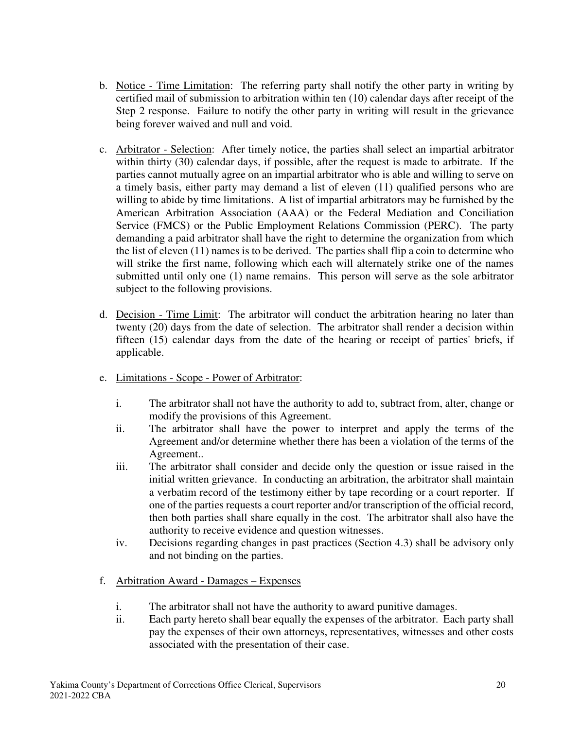b. Notice - Time Limitation: The referring party shall notify the other party in writing by certified mail of submission to arbitration within ten (10) calendar days after receipt of the Step 2 response. Failure to notify the other party in writing will result in the grievance being forever waived and null and void.

c. Arbitrator - Selection: After timely notice, the parties shall select an impartial arbitrator within thirty (30) calendar days, if possible, after the request is made to arbitrate. If the parties cannot mutually agree on an impartial arbitrator who is able and willing to serve on a timely basis, either party may demand a list of eleven (11) qualified persons who are willing to abide by time limitations. A list of impartial arbitrators may be furnished by the American Arbitration Association (AAA) or the Federal Mediation and Conciliation Service (FMCS) or the Public Employment Relations Commission (PERC). The party demanding a paid arbitrator shall have the right to determine the organization from which the list of eleven (11) names is to be derived. The parties shall flip a coin to determine who will strike the first name, following which each will alternately strike one of the names submitted until only one (1) name remains. This person will serve as the sole arbitrator subject to the following provisions.

d. Decision - Time Limit: The arbitrator will conduct the arbitration hearing no later than twenty (20) days from the date of selection. The arbitrator shall render a decision within fifteen (15) calendar days from the date of the hearing or receipt of parties' briefs, if applicable.

e. Limitations - Scope - Power of Arbitrator:

   i. The arbitrator shall not have the authority to add to, subtract from, alter, change or modify the provisions of this Agreement.
   ii. The arbitrator shall have the power to interpret and apply the terms of the Agreement and/or determine whether there has been a violation of the terms of the Agreement..
   iii. The arbitrator shall consider and decide only the question or issue raised in the initial written grievance. In conducting an arbitration, the arbitrator shall maintain a verbatim record of the testimony either by tape recording or a court reporter. If one of the parties requests a court reporter and/or transcription of the official record, then both parties shall share equally in the cost. The arbitrator shall also have the authority to receive evidence and question witnesses.
   iv. Decisions regarding changes in past practices (Section 4.3) shall be advisory only and not binding on the parties.

f. Arbitration Award - Damages – Expenses

   i. The arbitrator shall not have the authority to award punitive damages.
   ii. Each party hereto shall bear equally the expenses of the arbitrator. Each party shall pay the expenses of their own attorneys, representatives, witnesses and other costs associated with the presentation of their case.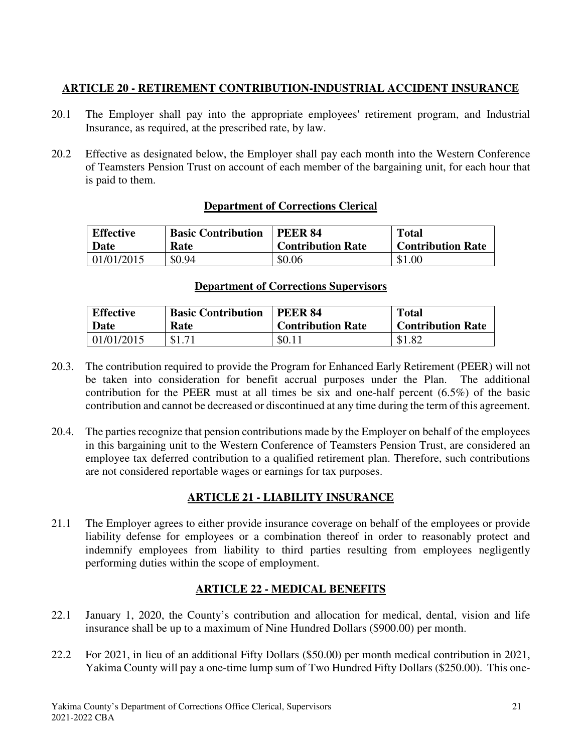## ARTICLE 20 - RETIREMENT CONTRIBUTION-INDUSTRIAL ACCIDENT INSURANCE

20.1 The Employer shall pay into the appropriate employees' retirement program, and Industrial Insurance, as required, at the prescribed rate, by law.

20.2 Effective as designated below, the Employer shall pay each month into the Western Conference of Teamsters Pension Trust on account of each member of the bargaining unit, for each hour that is paid to them.

**Department of Corrections Clerical**

| Effective Date | Basic Contribution Rate | PEER 84 Contribution Rate | Total Contribution Rate |
|---|---|---|---|
| 01/01/2015 | \$0.94 | \$0.06 | \$1.00 |

**Department of Corrections Supervisors**

| Effective Date | Basic Contribution Rate | PEER 84 Contribution Rate | Total Contribution Rate |
|---|---|---|---|
| 01/01/2015 | \$1.71 | \$0.11 | \$1.82 |

20.3. The contribution required to provide the Program for Enhanced Early Retirement (PEER) will not be taken into consideration for benefit accrual purposes under the Plan. The additional contribution for the PEER must at all times be six and one-half percent (6.5%) of the basic contribution and cannot be decreased or discontinued at any time during the term of this agreement.

20.4. The parties recognize that pension contributions made by the Employer on behalf of the employees in this bargaining unit to the Western Conference of Teamsters Pension Trust, are considered an employee tax deferred contribution to a qualified retirement plan. Therefore, such contributions are not considered reportable wages or earnings for tax purposes.

## ARTICLE 21 - LIABILITY INSURANCE

21.1 The Employer agrees to either provide insurance coverage on behalf of the employees or provide liability defense for employees or a combination thereof in order to reasonably protect and indemnify employees from liability to third parties resulting from employees negligently performing duties within the scope of employment.

## ARTICLE 22 - MEDICAL BENEFITS

22.1 January 1, 2020, the County's contribution and allocation for medical, dental, vision and life insurance shall be up to a maximum of Nine Hundred Dollars (\$900.00) per month.

22.2 For 2021, in lieu of an additional Fifty Dollars (\$50.00) per month medical contribution in 2021, Yakima County will pay a one-time lump sum of Two Hundred Fifty Dollars (\$250.00). This one-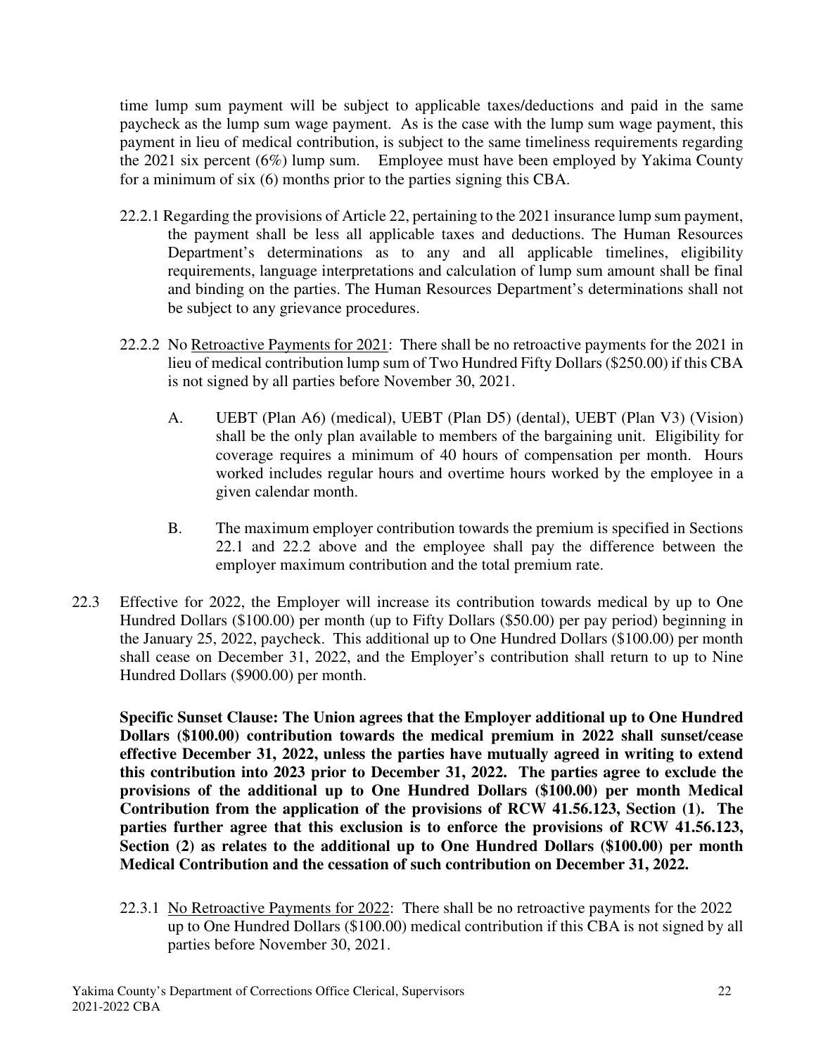time lump sum payment will be subject to applicable taxes/deductions and paid in the same paycheck as the lump sum wage payment. As is the case with the lump sum wage payment, this payment in lieu of medical contribution, is subject to the same timeliness requirements regarding the 2021 six percent (6%) lump sum. Employee must have been employed by Yakima County for a minimum of six (6) months prior to the parties signing this CBA.

22.2.1 Regarding the provisions of Article 22, pertaining to the 2021 insurance lump sum payment, the payment shall be less all applicable taxes and deductions. The Human Resources Department's determinations as to any and all applicable timelines, eligibility requirements, language interpretations and calculation of lump sum amount shall be final and binding on the parties. The Human Resources Department's determinations shall not be subject to any grievance procedures.

22.2.2 No Retroactive Payments for 2021: There shall be no retroactive payments for the 2021 in lieu of medical contribution lump sum of Two Hundred Fifty Dollars ($250.00) if this CBA is not signed by all parties before November 30, 2021.

A. UEBT (Plan A6) (medical), UEBT (Plan D5) (dental), UEBT (Plan V3) (Vision) shall be the only plan available to members of the bargaining unit. Eligibility for coverage requires a minimum of 40 hours of compensation per month. Hours worked includes regular hours and overtime hours worked by the employee in a given calendar month.

B. The maximum employer contribution towards the premium is specified in Sections 22.1 and 22.2 above and the employee shall pay the difference between the employer maximum contribution and the total premium rate.

22.3 Effective for 2022, the Employer will increase its contribution towards medical by up to One Hundred Dollars ($100.00) per month (up to Fifty Dollars ($50.00) per pay period) beginning in the January 25, 2022, paycheck. This additional up to One Hundred Dollars ($100.00) per month shall cease on December 31, 2022, and the Employer's contribution shall return to up to Nine Hundred Dollars ($900.00) per month.

**Specific Sunset Clause: The Union agrees that the Employer additional up to One Hundred Dollars ($100.00) contribution towards the medical premium in 2022 shall sunset/cease effective December 31, 2022, unless the parties have mutually agreed in writing to extend this contribution into 2023 prior to December 31, 2022. The parties agree to exclude the provisions of the additional up to One Hundred Dollars ($100.00) per month Medical Contribution from the application of the provisions of RCW 41.56.123, Section (1). The parties further agree that this exclusion is to enforce the provisions of RCW 41.56.123, Section (2) as relates to the additional up to One Hundred Dollars ($100.00) per month Medical Contribution and the cessation of such contribution on December 31, 2022.**

22.3.1 No Retroactive Payments for 2022: There shall be no retroactive payments for the 2022 up to One Hundred Dollars ($100.00) medical contribution if this CBA is not signed by all parties before November 30, 2021.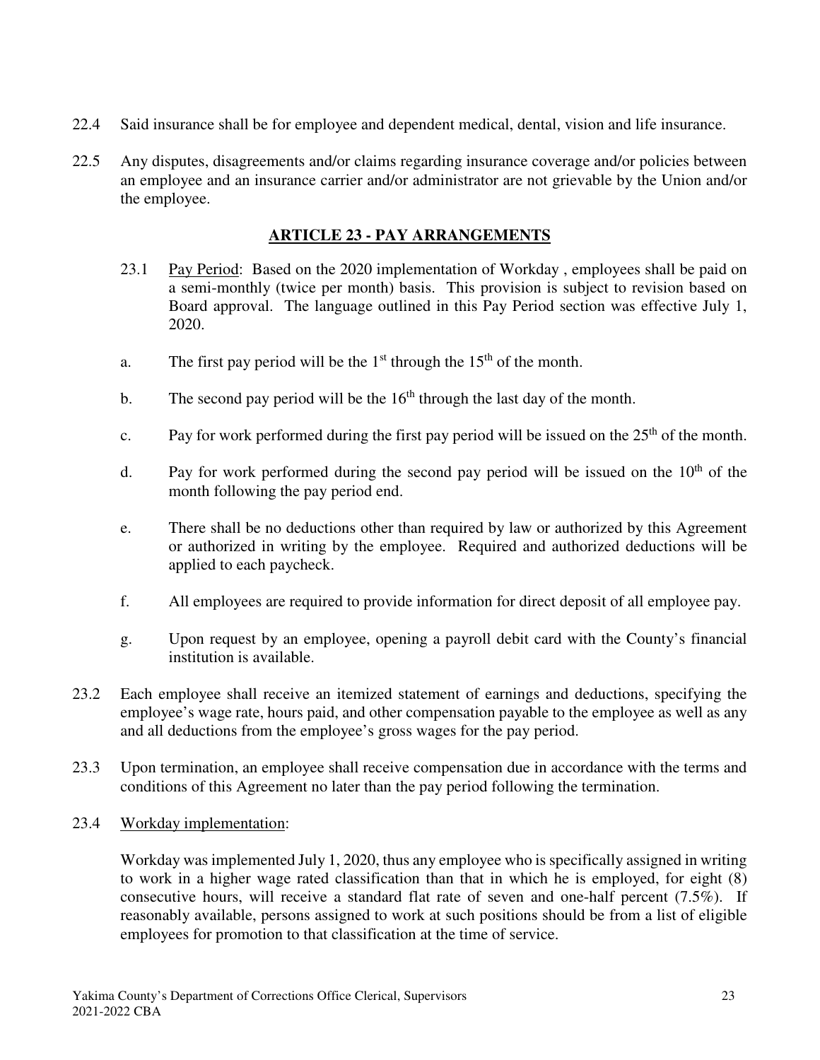22.4 Said insurance shall be for employee and dependent medical, dental, vision and life insurance.

22.5 Any disputes, disagreements and/or claims regarding insurance coverage and/or policies between an employee and an insurance carrier and/or administrator are not grievable by the Union and/or the employee.

## ARTICLE 23 - PAY ARRANGEMENTS

23.1 Pay Period: Based on the 2020 implementation of Workday , employees shall be paid on a semi-monthly (twice per month) basis. This provision is subject to revision based on Board approval. The language outlined in this Pay Period section was effective July 1, 2020.

a. The first pay period will be the 1st through the 15th of the month.

b. The second pay period will be the 16th through the last day of the month.

c. Pay for work performed during the first pay period will be issued on the 25th of the month.

d. Pay for work performed during the second pay period will be issued on the 10th of the month following the pay period end.

e. There shall be no deductions other than required by law or authorized by this Agreement or authorized in writing by the employee. Required and authorized deductions will be applied to each paycheck.

f. All employees are required to provide information for direct deposit of all employee pay.

g. Upon request by an employee, opening a payroll debit card with the County's financial institution is available.

23.2 Each employee shall receive an itemized statement of earnings and deductions, specifying the employee's wage rate, hours paid, and other compensation payable to the employee as well as any and all deductions from the employee's gross wages for the pay period.

23.3 Upon termination, an employee shall receive compensation due in accordance with the terms and conditions of this Agreement no later than the pay period following the termination.

23.4 Workday implementation:

Workday was implemented July 1, 2020, thus any employee who is specifically assigned in writing to work in a higher wage rated classification than that in which he is employed, for eight (8) consecutive hours, will receive a standard flat rate of seven and one-half percent (7.5%). If reasonably available, persons assigned to work at such positions should be from a list of eligible employees for promotion to that classification at the time of service.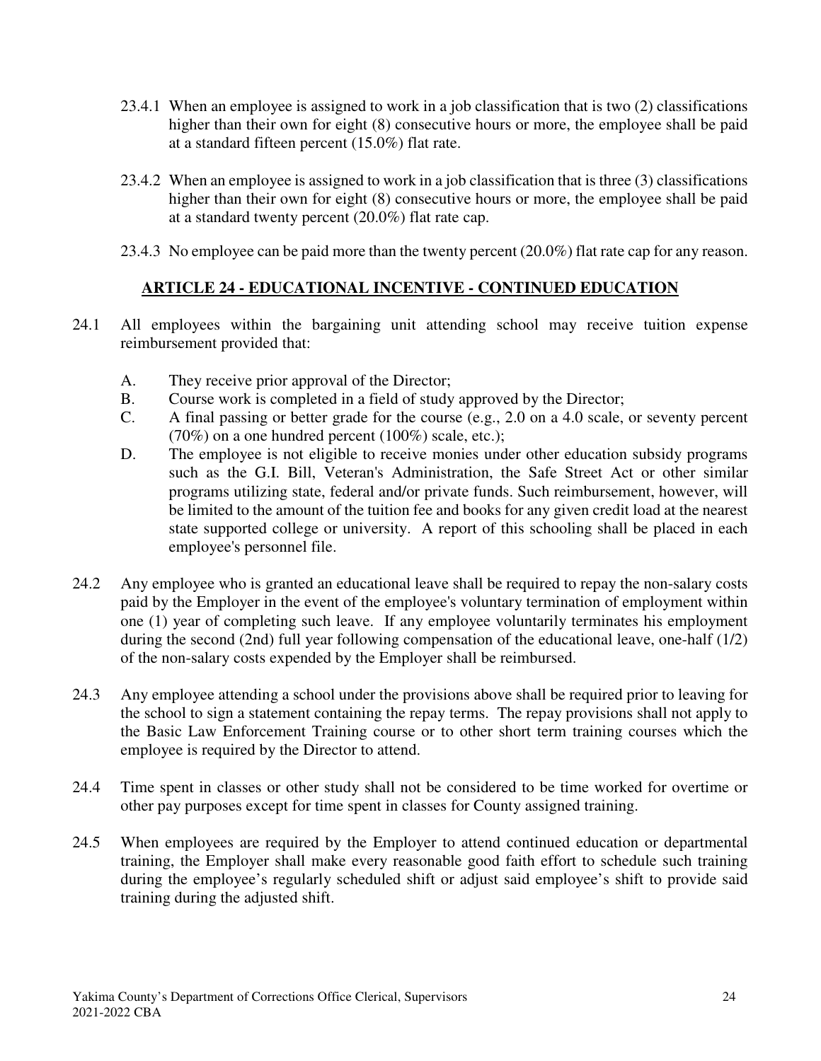23.4.1 When an employee is assigned to work in a job classification that is two (2) classifications higher than their own for eight (8) consecutive hours or more, the employee shall be paid at a standard fifteen percent (15.0%) flat rate.

23.4.2 When an employee is assigned to work in a job classification that is three (3) classifications higher than their own for eight (8) consecutive hours or more, the employee shall be paid at a standard twenty percent (20.0%) flat rate cap.

23.4.3 No employee can be paid more than the twenty percent (20.0%) flat rate cap for any reason.

## ARTICLE 24 - EDUCATIONAL INCENTIVE - CONTINUED EDUCATION

24.1 All employees within the bargaining unit attending school may receive tuition expense reimbursement provided that:

A. They receive prior approval of the Director;

B. Course work is completed in a field of study approved by the Director;

C. A final passing or better grade for the course (e.g., 2.0 on a 4.0 scale, or seventy percent (70%) on a one hundred percent (100%) scale, etc.);

D. The employee is not eligible to receive monies under other education subsidy programs such as the G.I. Bill, Veteran's Administration, the Safe Street Act or other similar programs utilizing state, federal and/or private funds. Such reimbursement, however, will be limited to the amount of the tuition fee and books for any given credit load at the nearest state supported college or university. A report of this schooling shall be placed in each employee's personnel file.

24.2 Any employee who is granted an educational leave shall be required to repay the non-salary costs paid by the Employer in the event of the employee's voluntary termination of employment within one (1) year of completing such leave. If any employee voluntarily terminates his employment during the second (2nd) full year following compensation of the educational leave, one-half (1/2) of the non-salary costs expended by the Employer shall be reimbursed.

24.3 Any employee attending a school under the provisions above shall be required prior to leaving for the school to sign a statement containing the repay terms. The repay provisions shall not apply to the Basic Law Enforcement Training course or to other short term training courses which the employee is required by the Director to attend.

24.4 Time spent in classes or other study shall not be considered to be time worked for overtime or other pay purposes except for time spent in classes for County assigned training.

24.5 When employees are required by the Employer to attend continued education or departmental training, the Employer shall make every reasonable good faith effort to schedule such training during the employee's regularly scheduled shift or adjust said employee's shift to provide said training during the adjusted shift.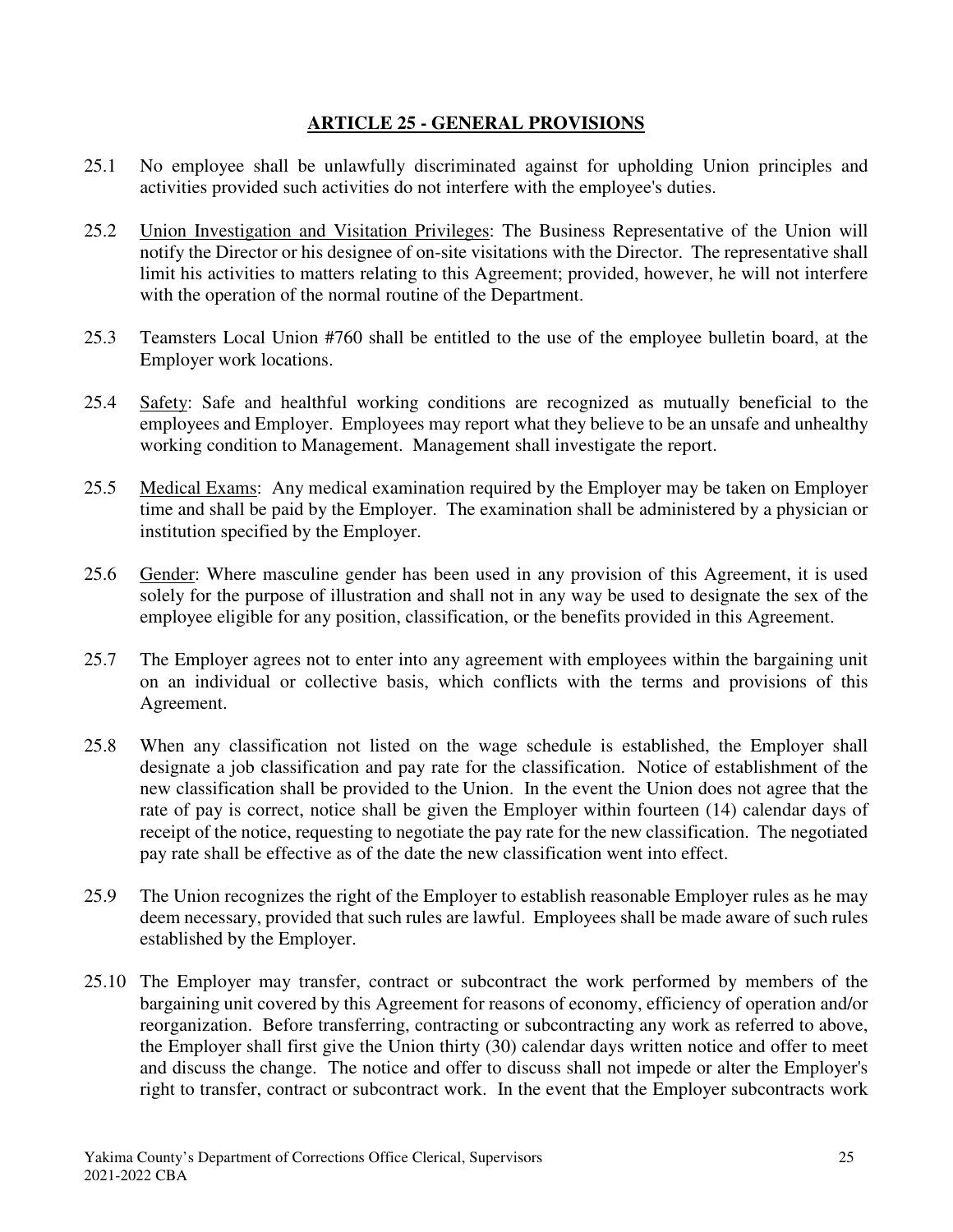## ARTICLE 25 - GENERAL PROVISIONS

25.1 No employee shall be unlawfully discriminated against for upholding Union principles and activities provided such activities do not interfere with the employee's duties.

25.2 Union Investigation and Visitation Privileges: The Business Representative of the Union will notify the Director or his designee of on-site visitations with the Director. The representative shall limit his activities to matters relating to this Agreement; provided, however, he will not interfere with the operation of the normal routine of the Department.

25.3 Teamsters Local Union #760 shall be entitled to the use of the employee bulletin board, at the Employer work locations.

25.4 Safety: Safe and healthful working conditions are recognized as mutually beneficial to the employees and Employer. Employees may report what they believe to be an unsafe and unhealthy working condition to Management. Management shall investigate the report.

25.5 Medical Exams: Any medical examination required by the Employer may be taken on Employer time and shall be paid by the Employer. The examination shall be administered by a physician or institution specified by the Employer.

25.6 Gender: Where masculine gender has been used in any provision of this Agreement, it is used solely for the purpose of illustration and shall not in any way be used to designate the sex of the employee eligible for any position, classification, or the benefits provided in this Agreement.

25.7 The Employer agrees not to enter into any agreement with employees within the bargaining unit on an individual or collective basis, which conflicts with the terms and provisions of this Agreement.

25.8 When any classification not listed on the wage schedule is established, the Employer shall designate a job classification and pay rate for the classification. Notice of establishment of the new classification shall be provided to the Union. In the event the Union does not agree that the rate of pay is correct, notice shall be given the Employer within fourteen (14) calendar days of receipt of the notice, requesting to negotiate the pay rate for the new classification. The negotiated pay rate shall be effective as of the date the new classification went into effect.

25.9 The Union recognizes the right of the Employer to establish reasonable Employer rules as he may deem necessary, provided that such rules are lawful. Employees shall be made aware of such rules established by the Employer.

25.10 The Employer may transfer, contract or subcontract the work performed by members of the bargaining unit covered by this Agreement for reasons of economy, efficiency of operation and/or reorganization. Before transferring, contracting or subcontracting any work as referred to above, the Employer shall first give the Union thirty (30) calendar days written notice and offer to meet and discuss the change. The notice and offer to discuss shall not impede or alter the Employer's right to transfer, contract or subcontract work. In the event that the Employer subcontracts work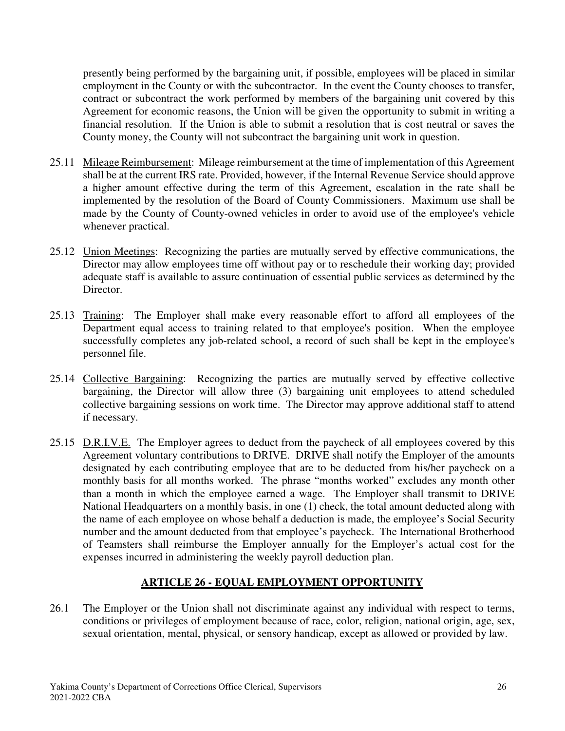presently being performed by the bargaining unit, if possible, employees will be placed in similar employment in the County or with the subcontractor. In the event the County chooses to transfer, contract or subcontract the work performed by members of the bargaining unit covered by this Agreement for economic reasons, the Union will be given the opportunity to submit in writing a financial resolution. If the Union is able to submit a resolution that is cost neutral or saves the County money, the County will not subcontract the bargaining unit work in question.

25.11 Mileage Reimbursement: Mileage reimbursement at the time of implementation of this Agreement shall be at the current IRS rate. Provided, however, if the Internal Revenue Service should approve a higher amount effective during the term of this Agreement, escalation in the rate shall be implemented by the resolution of the Board of County Commissioners. Maximum use shall be made by the County of County-owned vehicles in order to avoid use of the employee's vehicle whenever practical.

25.12 Union Meetings: Recognizing the parties are mutually served by effective communications, the Director may allow employees time off without pay or to reschedule their working day; provided adequate staff is available to assure continuation of essential public services as determined by the Director.

25.13 Training: The Employer shall make every reasonable effort to afford all employees of the Department equal access to training related to that employee's position. When the employee successfully completes any job-related school, a record of such shall be kept in the employee's personnel file.

25.14 Collective Bargaining: Recognizing the parties are mutually served by effective collective bargaining, the Director will allow three (3) bargaining unit employees to attend scheduled collective bargaining sessions on work time. The Director may approve additional staff to attend if necessary.

25.15 D.R.I.V.E. The Employer agrees to deduct from the paycheck of all employees covered by this Agreement voluntary contributions to DRIVE. DRIVE shall notify the Employer of the amounts designated by each contributing employee that are to be deducted from his/her paycheck on a monthly basis for all months worked. The phrase "months worked" excludes any month other than a month in which the employee earned a wage. The Employer shall transmit to DRIVE National Headquarters on a monthly basis, in one (1) check, the total amount deducted along with the name of each employee on whose behalf a deduction is made, the employee's Social Security number and the amount deducted from that employee's paycheck. The International Brotherhood of Teamsters shall reimburse the Employer annually for the Employer's actual cost for the expenses incurred in administering the weekly payroll deduction plan.

## ARTICLE 26 - EQUAL EMPLOYMENT OPPORTUNITY

26.1 The Employer or the Union shall not discriminate against any individual with respect to terms, conditions or privileges of employment because of race, color, religion, national origin, age, sex, sexual orientation, mental, physical, or sensory handicap, except as allowed or provided by law.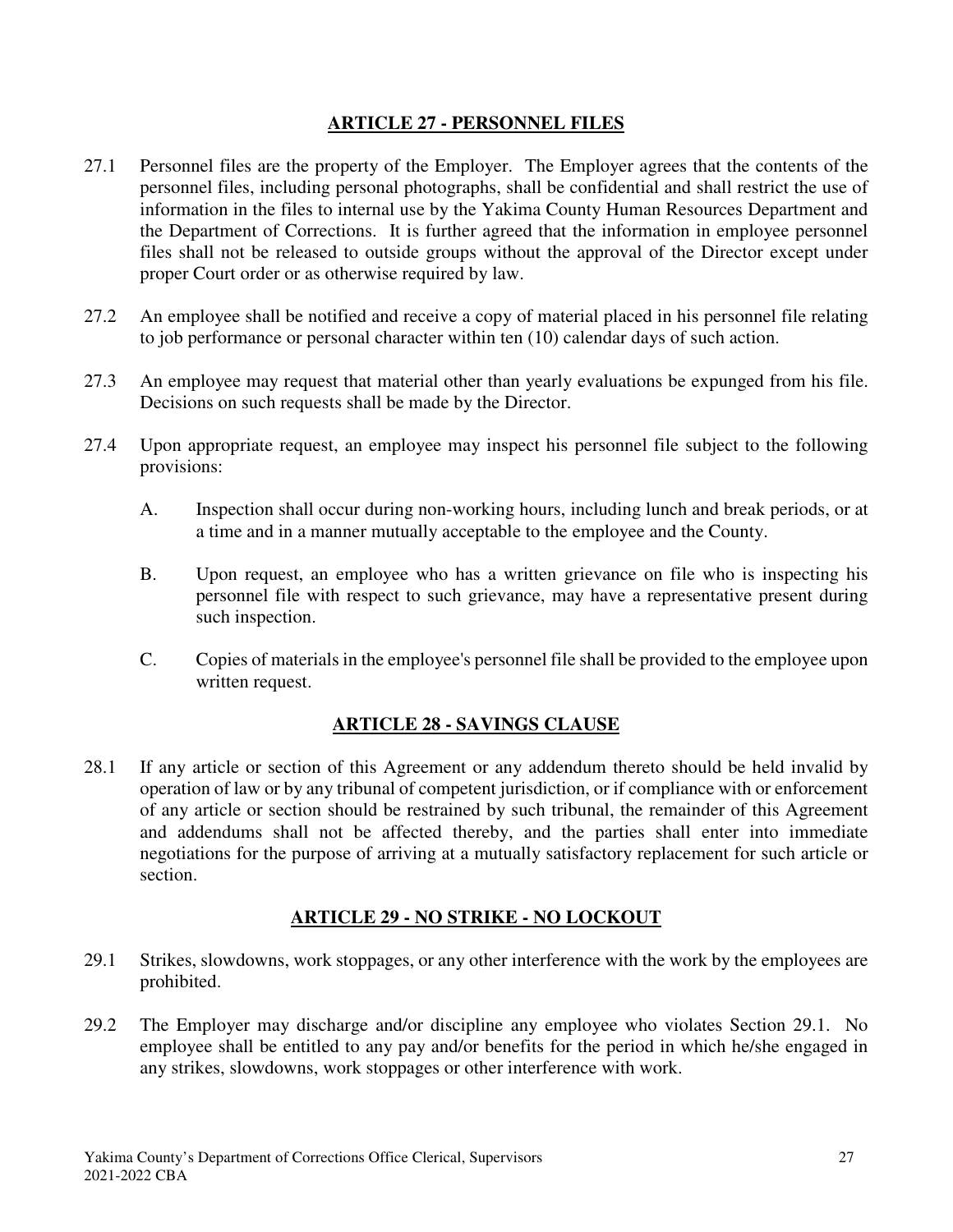## ARTICLE 27 - PERSONNEL FILES

27.1 Personnel files are the property of the Employer. The Employer agrees that the contents of the personnel files, including personal photographs, shall be confidential and shall restrict the use of information in the files to internal use by the Yakima County Human Resources Department and the Department of Corrections. It is further agreed that the information in employee personnel files shall not be released to outside groups without the approval of the Director except under proper Court order or as otherwise required by law.

27.2 An employee shall be notified and receive a copy of material placed in his personnel file relating to job performance or personal character within ten (10) calendar days of such action.

27.3 An employee may request that material other than yearly evaluations be expunged from his file. Decisions on such requests shall be made by the Director.

27.4 Upon appropriate request, an employee may inspect his personnel file subject to the following provisions:

A. Inspection shall occur during non-working hours, including lunch and break periods, or at a time and in a manner mutually acceptable to the employee and the County.

B. Upon request, an employee who has a written grievance on file who is inspecting his personnel file with respect to such grievance, may have a representative present during such inspection.

C. Copies of materials in the employee's personnel file shall be provided to the employee upon written request.

## ARTICLE 28 - SAVINGS CLAUSE

28.1 If any article or section of this Agreement or any addendum thereto should be held invalid by operation of law or by any tribunal of competent jurisdiction, or if compliance with or enforcement of any article or section should be restrained by such tribunal, the remainder of this Agreement and addendums shall not be affected thereby, and the parties shall enter into immediate negotiations for the purpose of arriving at a mutually satisfactory replacement for such article or section.

## ARTICLE 29 - NO STRIKE - NO LOCKOUT

29.1 Strikes, slowdowns, work stoppages, or any other interference with the work by the employees are prohibited.

29.2 The Employer may discharge and/or discipline any employee who violates Section 29.1. No employee shall be entitled to any pay and/or benefits for the period in which he/she engaged in any strikes, slowdowns, work stoppages or other interference with work.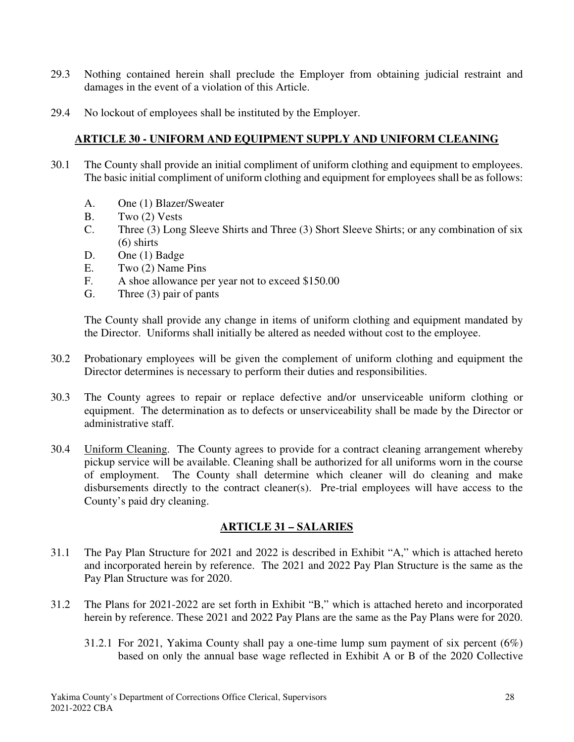29.3 Nothing contained herein shall preclude the Employer from obtaining judicial restraint and damages in the event of a violation of this Article.

29.4 No lockout of employees shall be instituted by the Employer.

## ARTICLE 30 - UNIFORM AND EQUIPMENT SUPPLY AND UNIFORM CLEANING

30.1 The County shall provide an initial compliment of uniform clothing and equipment to employees. The basic initial compliment of uniform clothing and equipment for employees shall be as follows:

A. One (1) Blazer/Sweater
B. Two (2) Vests
C. Three (3) Long Sleeve Shirts and Three (3) Short Sleeve Shirts; or any combination of six (6) shirts
D. One (1) Badge
E. Two (2) Name Pins
F. A shoe allowance per year not to exceed $150.00
G. Three (3) pair of pants

The County shall provide any change in items of uniform clothing and equipment mandated by the Director. Uniforms shall initially be altered as needed without cost to the employee.

30.2 Probationary employees will be given the complement of uniform clothing and equipment the Director determines is necessary to perform their duties and responsibilities.

30.3 The County agrees to repair or replace defective and/or unserviceable uniform clothing or equipment. The determination as to defects or unserviceability shall be made by the Director or administrative staff.

30.4 Uniform Cleaning. The County agrees to provide for a contract cleaning arrangement whereby pickup service will be available. Cleaning shall be authorized for all uniforms worn in the course of employment. The County shall determine which cleaner will do cleaning and make disbursements directly to the contract cleaner(s). Pre-trial employees will have access to the County's paid dry cleaning.

## ARTICLE 31 – SALARIES

31.1 The Pay Plan Structure for 2021 and 2022 is described in Exhibit "A," which is attached hereto and incorporated herein by reference. The 2021 and 2022 Pay Plan Structure is the same as the Pay Plan Structure was for 2020.

31.2 The Plans for 2021-2022 are set forth in Exhibit "B," which is attached hereto and incorporated herein by reference. These 2021 and 2022 Pay Plans are the same as the Pay Plans were for 2020.

31.2.1 For 2021, Yakima County shall pay a one-time lump sum payment of six percent (6%) based on only the annual base wage reflected in Exhibit A or B of the 2020 Collective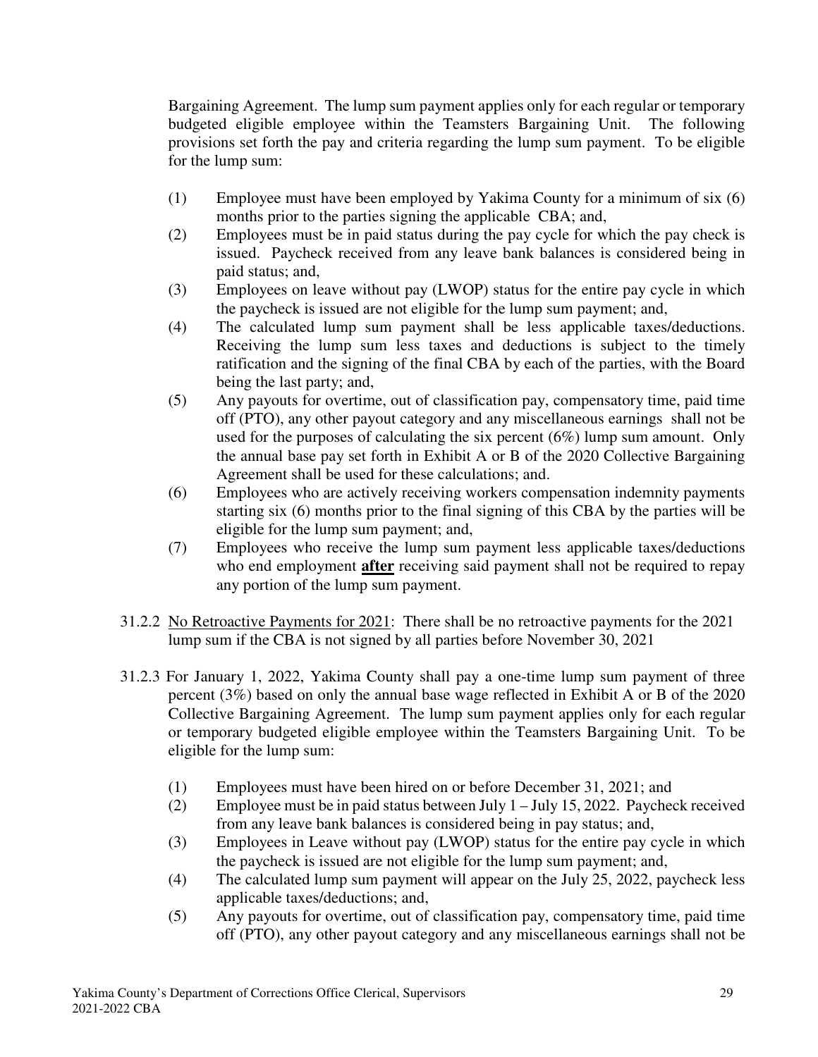Bargaining Agreement. The lump sum payment applies only for each regular or temporary budgeted eligible employee within the Teamsters Bargaining Unit. The following provisions set forth the pay and criteria regarding the lump sum payment. To be eligible for the lump sum:

(1) Employee must have been employed by Yakima County for a minimum of six (6) months prior to the parties signing the applicable CBA; and,

(2) Employees must be in paid status during the pay cycle for which the pay check is issued. Paycheck received from any leave bank balances is considered being in paid status; and,

(3) Employees on leave without pay (LWOP) status for the entire pay cycle in which the paycheck is issued are not eligible for the lump sum payment; and,

(4) The calculated lump sum payment shall be less applicable taxes/deductions. Receiving the lump sum less taxes and deductions is subject to the timely ratification and the signing of the final CBA by each of the parties, with the Board being the last party; and,

(5) Any payouts for overtime, out of classification pay, compensatory time, paid time off (PTO), any other payout category and any miscellaneous earnings shall not be used for the purposes of calculating the six percent (6%) lump sum amount. Only the annual base pay set forth in Exhibit A or B of the 2020 Collective Bargaining Agreement shall be used for these calculations; and.

(6) Employees who are actively receiving workers compensation indemnity payments starting six (6) months prior to the final signing of this CBA by the parties will be eligible for the lump sum payment; and,

(7) Employees who receive the lump sum payment less applicable taxes/deductions who end employment **after** receiving said payment shall not be required to repay any portion of the lump sum payment.

31.2.2 No Retroactive Payments for 2021: There shall be no retroactive payments for the 2021 lump sum if the CBA is not signed by all parties before November 30, 2021

31.2.3 For January 1, 2022, Yakima County shall pay a one-time lump sum payment of three percent (3%) based on only the annual base wage reflected in Exhibit A or B of the 2020 Collective Bargaining Agreement. The lump sum payment applies only for each regular or temporary budgeted eligible employee within the Teamsters Bargaining Unit. To be eligible for the lump sum:

(1) Employees must have been hired on or before December 31, 2021; and

(2) Employee must be in paid status between July 1 – July 15, 2022. Paycheck received from any leave bank balances is considered being in pay status; and,

(3) Employees in Leave without pay (LWOP) status for the entire pay cycle in which the paycheck is issued are not eligible for the lump sum payment; and,

(4) The calculated lump sum payment will appear on the July 25, 2022, paycheck less applicable taxes/deductions; and,

(5) Any payouts for overtime, out of classification pay, compensatory time, paid time off (PTO), any other payout category and any miscellaneous earnings shall not be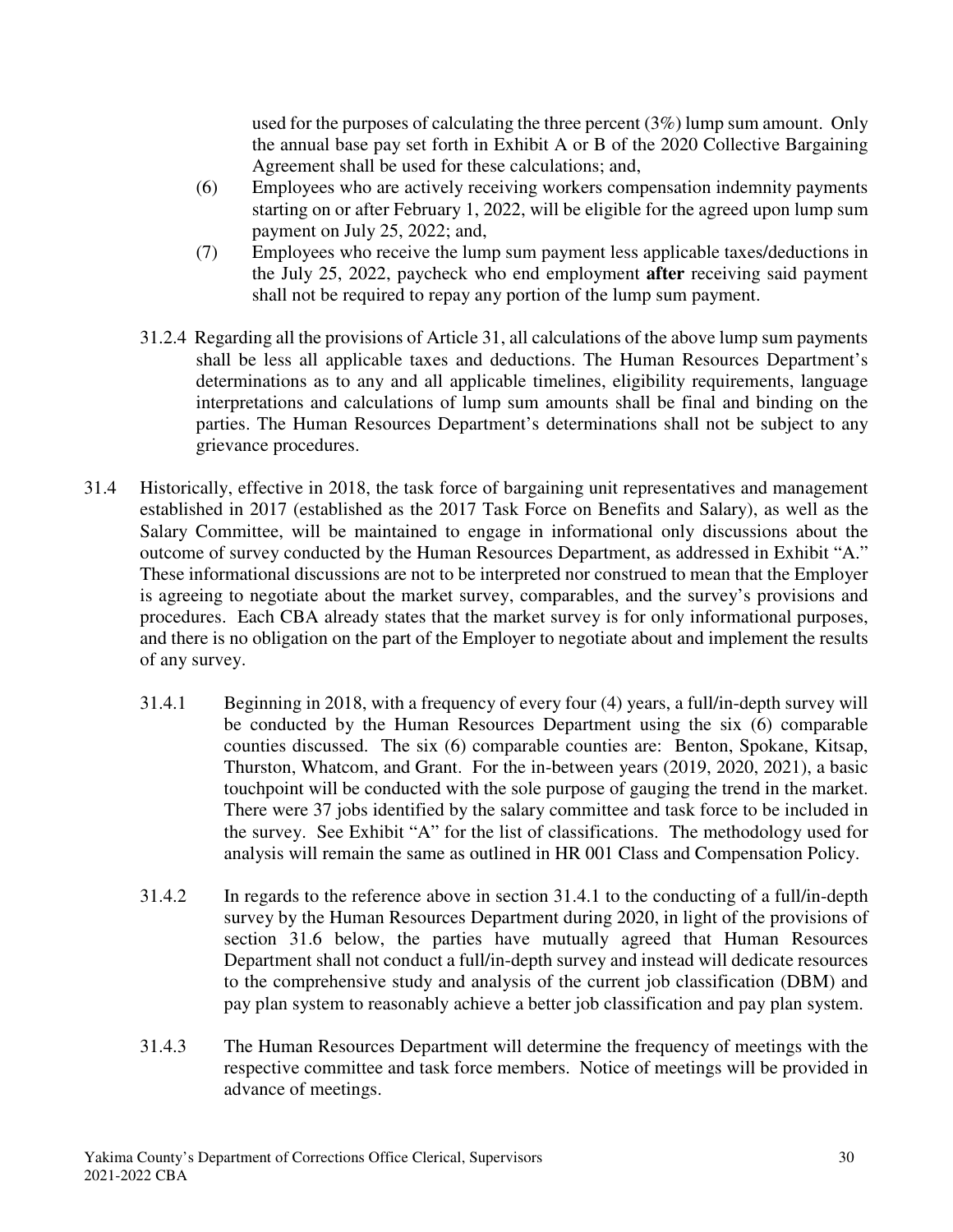used for the purposes of calculating the three percent (3%) lump sum amount. Only the annual base pay set forth in Exhibit A or B of the 2020 Collective Bargaining Agreement shall be used for these calculations; and,

(6) Employees who are actively receiving workers compensation indemnity payments starting on or after February 1, 2022, will be eligible for the agreed upon lump sum payment on July 25, 2022; and,

(7) Employees who receive the lump sum payment less applicable taxes/deductions in the July 25, 2022, paycheck who end employment **after** receiving said payment shall not be required to repay any portion of the lump sum payment.

31.2.4 Regarding all the provisions of Article 31, all calculations of the above lump sum payments shall be less all applicable taxes and deductions. The Human Resources Department's determinations as to any and all applicable timelines, eligibility requirements, language interpretations and calculations of lump sum amounts shall be final and binding on the parties. The Human Resources Department's determinations shall not be subject to any grievance procedures.

31.4 Historically, effective in 2018, the task force of bargaining unit representatives and management established in 2017 (established as the 2017 Task Force on Benefits and Salary), as well as the Salary Committee, will be maintained to engage in informational only discussions about the outcome of survey conducted by the Human Resources Department, as addressed in Exhibit "A." These informational discussions are not to be interpreted nor construed to mean that the Employer is agreeing to negotiate about the market survey, comparables, and the survey's provisions and procedures. Each CBA already states that the market survey is for only informational purposes, and there is no obligation on the part of the Employer to negotiate about and implement the results of any survey.

31.4.1 Beginning in 2018, with a frequency of every four (4) years, a full/in-depth survey will be conducted by the Human Resources Department using the six (6) comparable counties discussed. The six (6) comparable counties are: Benton, Spokane, Kitsap, Thurston, Whatcom, and Grant. For the in-between years (2019, 2020, 2021), a basic touchpoint will be conducted with the sole purpose of gauging the trend in the market. There were 37 jobs identified by the salary committee and task force to be included in the survey. See Exhibit "A" for the list of classifications. The methodology used for analysis will remain the same as outlined in HR 001 Class and Compensation Policy.

31.4.2 In regards to the reference above in section 31.4.1 to the conducting of a full/in-depth survey by the Human Resources Department during 2020, in light of the provisions of section 31.6 below, the parties have mutually agreed that Human Resources Department shall not conduct a full/in-depth survey and instead will dedicate resources to the comprehensive study and analysis of the current job classification (DBM) and pay plan system to reasonably achieve a better job classification and pay plan system.

31.4.3 The Human Resources Department will determine the frequency of meetings with the respective committee and task force members. Notice of meetings will be provided in advance of meetings.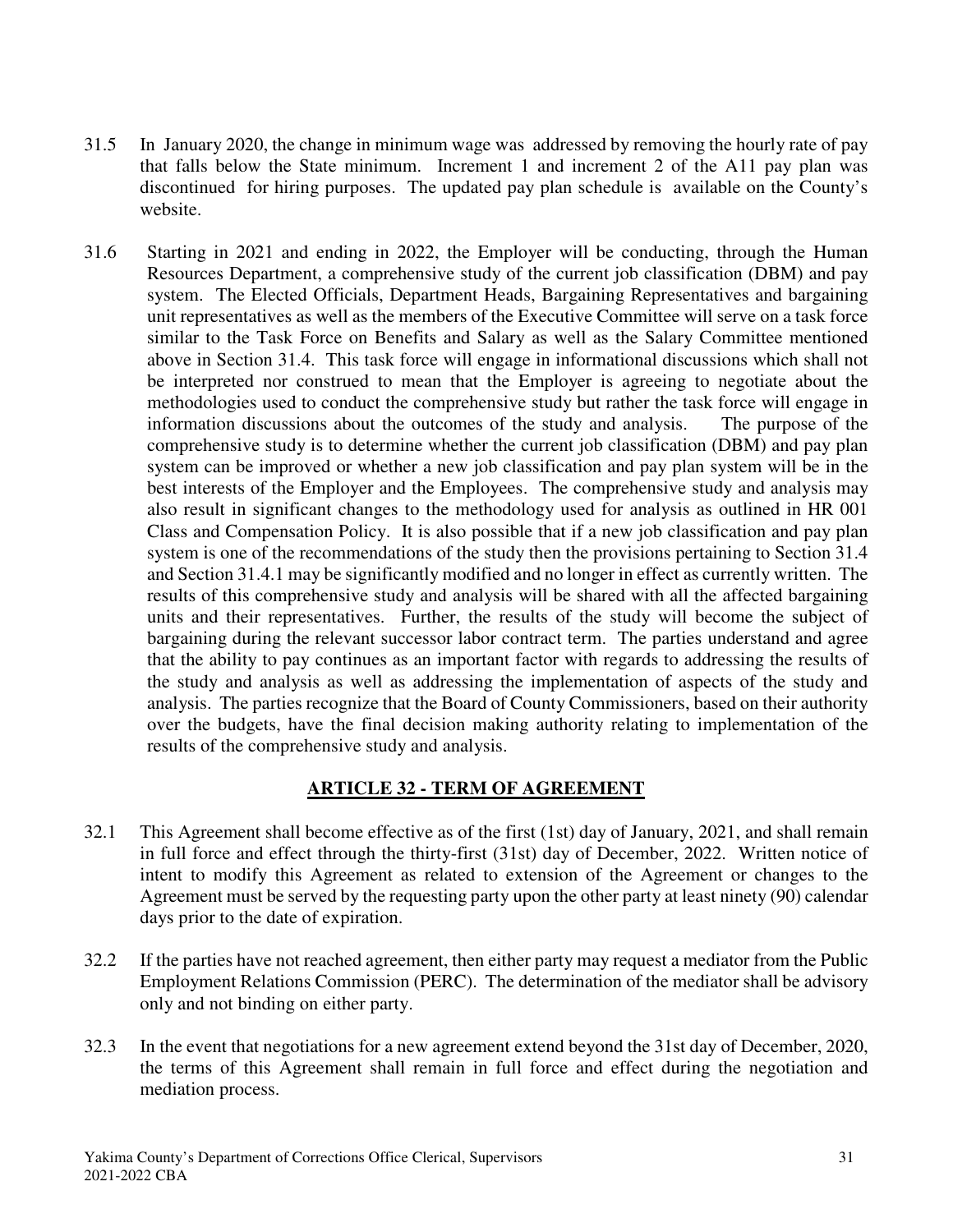31.5 In January 2020, the change in minimum wage was addressed by removing the hourly rate of pay that falls below the State minimum. Increment 1 and increment 2 of the A11 pay plan was discontinued for hiring purposes. The updated pay plan schedule is available on the County's website.

31.6 Starting in 2021 and ending in 2022, the Employer will be conducting, through the Human Resources Department, a comprehensive study of the current job classification (DBM) and pay system. The Elected Officials, Department Heads, Bargaining Representatives and bargaining unit representatives as well as the members of the Executive Committee will serve on a task force similar to the Task Force on Benefits and Salary as well as the Salary Committee mentioned above in Section 31.4. This task force will engage in informational discussions which shall not be interpreted nor construed to mean that the Employer is agreeing to negotiate about the methodologies used to conduct the comprehensive study but rather the task force will engage in information discussions about the outcomes of the study and analysis. The purpose of the comprehensive study is to determine whether the current job classification (DBM) and pay plan system can be improved or whether a new job classification and pay plan system will be in the best interests of the Employer and the Employees. The comprehensive study and analysis may also result in significant changes to the methodology used for analysis as outlined in HR 001 Class and Compensation Policy. It is also possible that if a new job classification and pay plan system is one of the recommendations of the study then the provisions pertaining to Section 31.4 and Section 31.4.1 may be significantly modified and no longer in effect as currently written. The results of this comprehensive study and analysis will be shared with all the affected bargaining units and their representatives. Further, the results of the study will become the subject of bargaining during the relevant successor labor contract term. The parties understand and agree that the ability to pay continues as an important factor with regards to addressing the results of the study and analysis as well as addressing the implementation of aspects of the study and analysis. The parties recognize that the Board of County Commissioners, based on their authority over the budgets, have the final decision making authority relating to implementation of the results of the comprehensive study and analysis.

## ARTICLE 32 - TERM OF AGREEMENT

32.1 This Agreement shall become effective as of the first (1st) day of January, 2021, and shall remain in full force and effect through the thirty-first (31st) day of December, 2022. Written notice of intent to modify this Agreement as related to extension of the Agreement or changes to the Agreement must be served by the requesting party upon the other party at least ninety (90) calendar days prior to the date of expiration.

32.2 If the parties have not reached agreement, then either party may request a mediator from the Public Employment Relations Commission (PERC). The determination of the mediator shall be advisory only and not binding on either party.

32.3 In the event that negotiations for a new agreement extend beyond the 31st day of December, 2020, the terms of this Agreement shall remain in full force and effect during the negotiation and mediation process.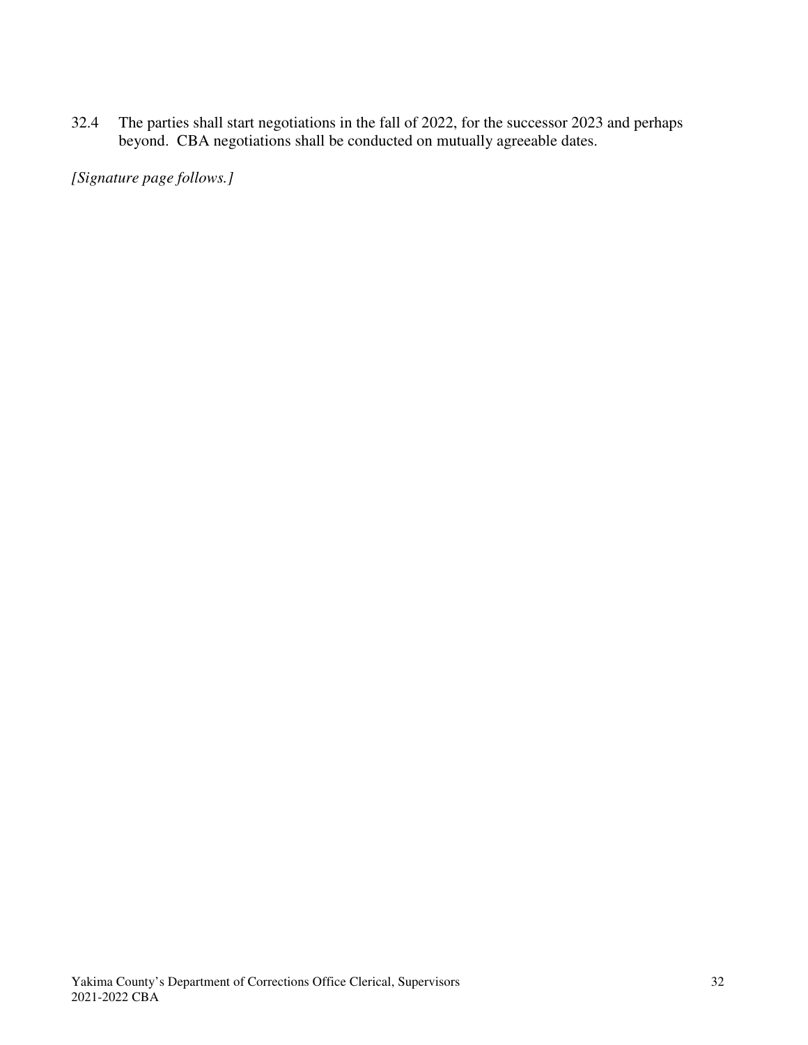32.4 The parties shall start negotiations in the fall of 2022, for the successor 2023 and perhaps beyond. CBA negotiations shall be conducted on mutually agreeable dates.

*[Signature page follows.]*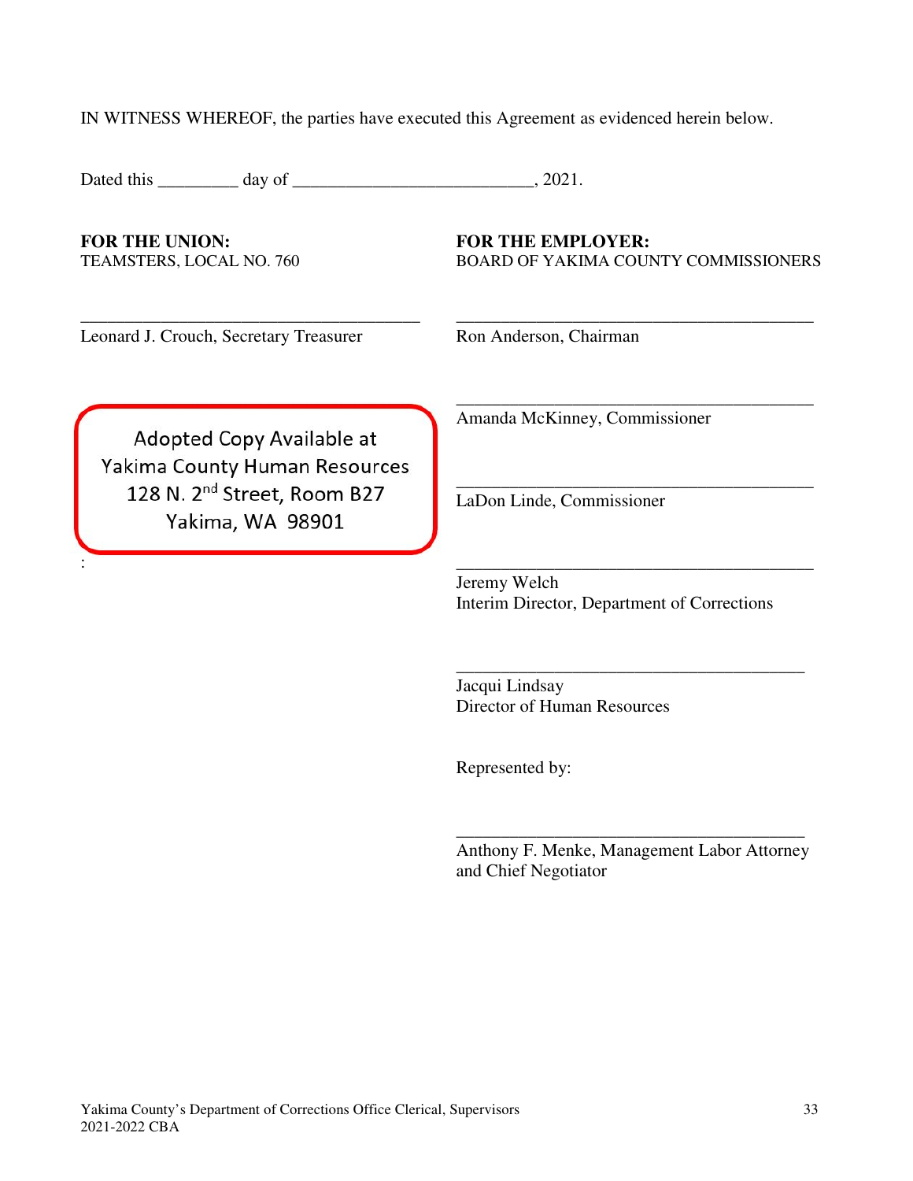IN WITNESS WHEREOF, the parties have executed this Agreement as evidenced herein below.

Dated this _________ day of ___________________________, 2021.

**FOR THE UNION:**
TEAMSTERS, LOCAL NO. 760

_______________________________________
Leonard J. Crouch, Secretary Treasurer

Adopted Copy Available at
Yakima County Human Resources
128 N. 2nd Street, Room B27
Yakima, WA 98901

:

**FOR THE EMPLOYER:**
BOARD OF YAKIMA COUNTY COMMISSIONERS

_______________________________________
Ron Anderson, Chairman

_______________________________________
Amanda McKinney, Commissioner

_______________________________________
LaDon Linde, Commissioner

_______________________________________
Jeremy Welch
Interim Director, Department of Corrections

_______________________________________
Jacqui Lindsay
Director of Human Resources

Represented by:

_______________________________________
Anthony F. Menke, Management Labor Attorney and Chief Negotiator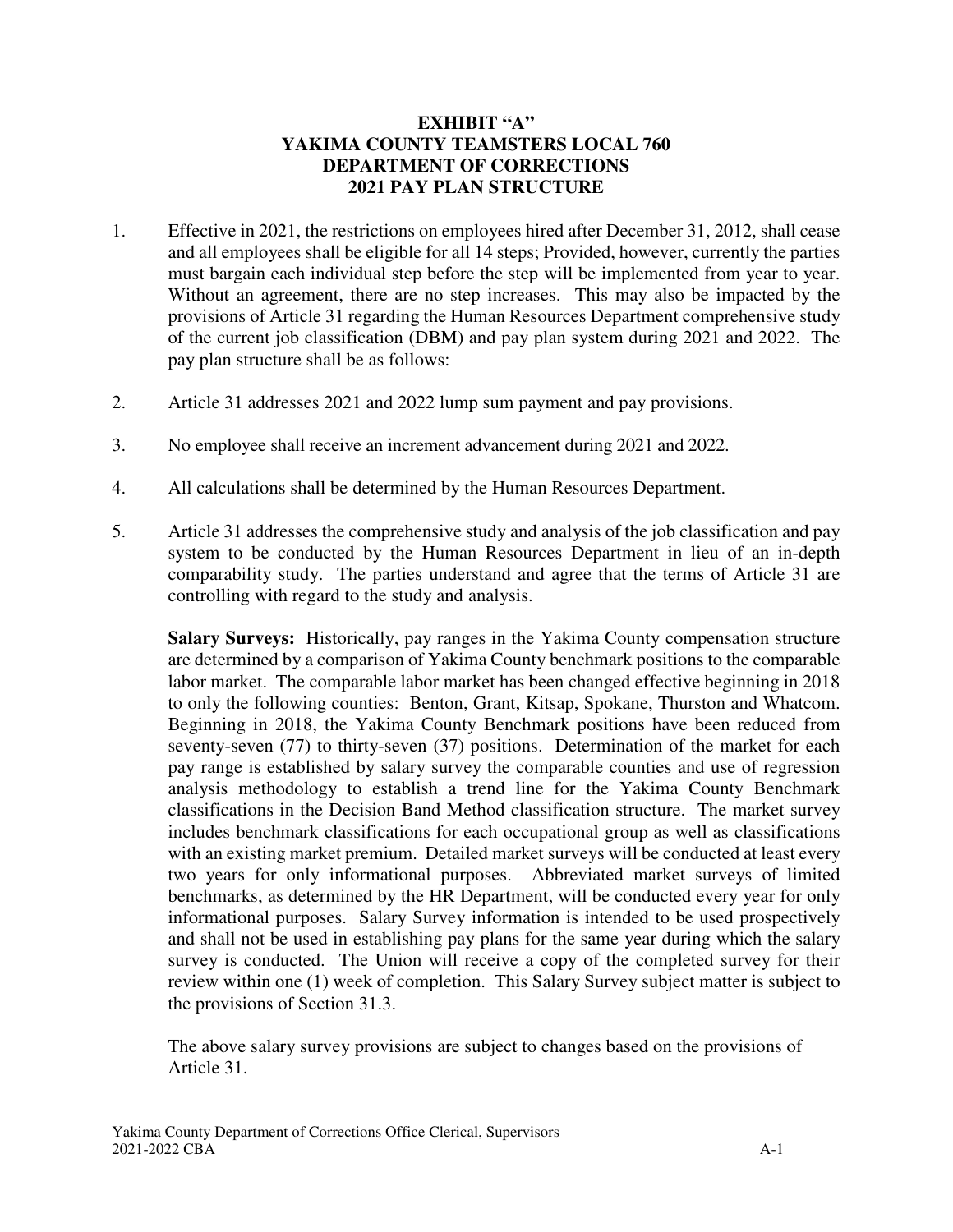**EXHIBIT "A"**
**YAKIMA COUNTY TEAMSTERS LOCAL 760**
**DEPARTMENT OF CORRECTIONS**
**2021 PAY PLAN STRUCTURE**

1. Effective in 2021, the restrictions on employees hired after December 31, 2012, shall cease and all employees shall be eligible for all 14 steps; Provided, however, currently the parties must bargain each individual step before the step will be implemented from year to year. Without an agreement, there are no step increases. This may also be impacted by the provisions of Article 31 regarding the Human Resources Department comprehensive study of the current job classification (DBM) and pay plan system during 2021 and 2022. The pay plan structure shall be as follows:

2. Article 31 addresses 2021 and 2022 lump sum payment and pay provisions.

3. No employee shall receive an increment advancement during 2021 and 2022.

4. All calculations shall be determined by the Human Resources Department.

5. Article 31 addresses the comprehensive study and analysis of the job classification and pay system to be conducted by the Human Resources Department in lieu of an in-depth comparability study. The parties understand and agree that the terms of Article 31 are controlling with regard to the study and analysis.

   **Salary Surveys:** Historically, pay ranges in the Yakima County compensation structure are determined by a comparison of Yakima County benchmark positions to the comparable labor market. The comparable labor market has been changed effective beginning in 2018 to only the following counties: Benton, Grant, Kitsap, Spokane, Thurston and Whatcom. Beginning in 2018, the Yakima County Benchmark positions have been reduced from seventy-seven (77) to thirty-seven (37) positions. Determination of the market for each pay range is established by salary survey the comparable counties and use of regression analysis methodology to establish a trend line for the Yakima County Benchmark classifications in the Decision Band Method classification structure. The market survey includes benchmark classifications for each occupational group as well as classifications with an existing market premium. Detailed market surveys will be conducted at least every two years for only informational purposes. Abbreviated market surveys of limited benchmarks, as determined by the HR Department, will be conducted every year for only informational purposes. Salary Survey information is intended to be used prospectively and shall not be used in establishing pay plans for the same year during which the salary survey is conducted. The Union will receive a copy of the completed survey for their review within one (1) week of completion. This Salary Survey subject matter is subject to the provisions of Section 31.3.

   The above salary survey provisions are subject to changes based on the provisions of Article 31.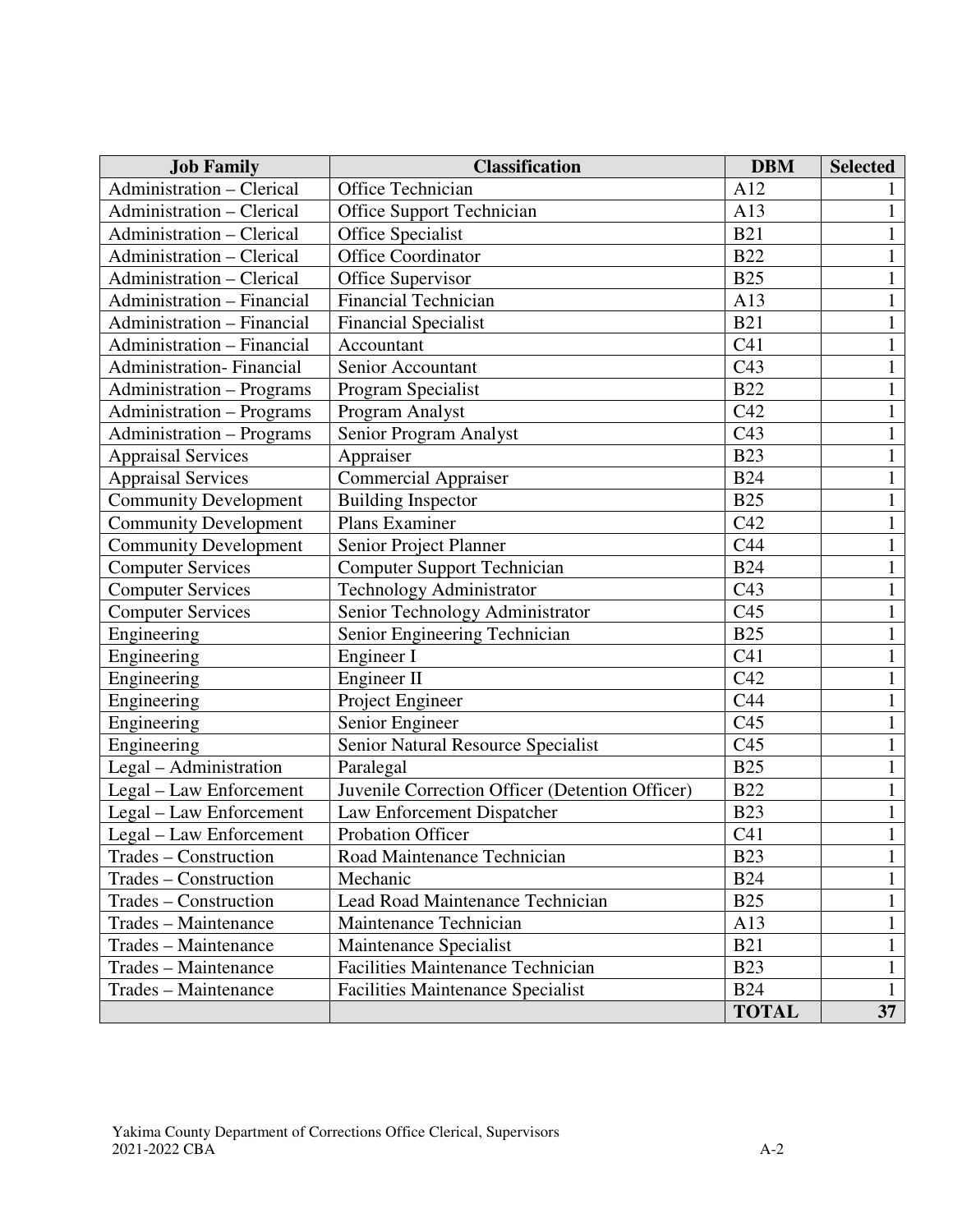| Job Family | Classification | DBM | Selected |
|---|---|---|---|
| Administration – Clerical | Office Technician | A12 | 1 |
| Administration – Clerical | Office Support Technician | A13 | 1 |
| Administration – Clerical | Office Specialist | B21 | 1 |
| Administration – Clerical | Office Coordinator | B22 | 1 |
| Administration – Clerical | Office Supervisor | B25 | 1 |
| Administration – Financial | Financial Technician | A13 | 1 |
| Administration – Financial | Financial Specialist | B21 | 1 |
| Administration – Financial | Accountant | C41 | 1 |
| Administration- Financial | Senior Accountant | C43 | 1 |
| Administration – Programs | Program Specialist | B22 | 1 |
| Administration – Programs | Program Analyst | C42 | 1 |
| Administration – Programs | Senior Program Analyst | C43 | 1 |
| Appraisal Services | Appraiser | B23 | 1 |
| Appraisal Services | Commercial Appraiser | B24 | 1 |
| Community Development | Building Inspector | B25 | 1 |
| Community Development | Plans Examiner | C42 | 1 |
| Community Development | Senior Project Planner | C44 | 1 |
| Computer Services | Computer Support Technician | B24 | 1 |
| Computer Services | Technology Administrator | C43 | 1 |
| Computer Services | Senior Technology Administrator | C45 | 1 |
| Engineering | Senior Engineering Technician | B25 | 1 |
| Engineering | Engineer I | C41 | 1 |
| Engineering | Engineer II | C42 | 1 |
| Engineering | Project Engineer | C44 | 1 |
| Engineering | Senior Engineer | C45 | 1 |
| Engineering | Senior Natural Resource Specialist | C45 | 1 |
| Legal – Administration | Paralegal | B25 | 1 |
| Legal – Law Enforcement | Juvenile Correction Officer (Detention Officer) | B22 | 1 |
| Legal – Law Enforcement | Law Enforcement Dispatcher | B23 | 1 |
| Legal – Law Enforcement | Probation Officer | C41 | 1 |
| Trades – Construction | Road Maintenance Technician | B23 | 1 |
| Trades – Construction | Mechanic | B24 | 1 |
| Trades – Construction | Lead Road Maintenance Technician | B25 | 1 |
| Trades – Maintenance | Maintenance Technician | A13 | 1 |
| Trades – Maintenance | Maintenance Specialist | B21 | 1 |
| Trades – Maintenance | Facilities Maintenance Technician | B23 | 1 |
| Trades – Maintenance | Facilities Maintenance Specialist | B24 | 1 |
| | | **TOTAL** | **37** |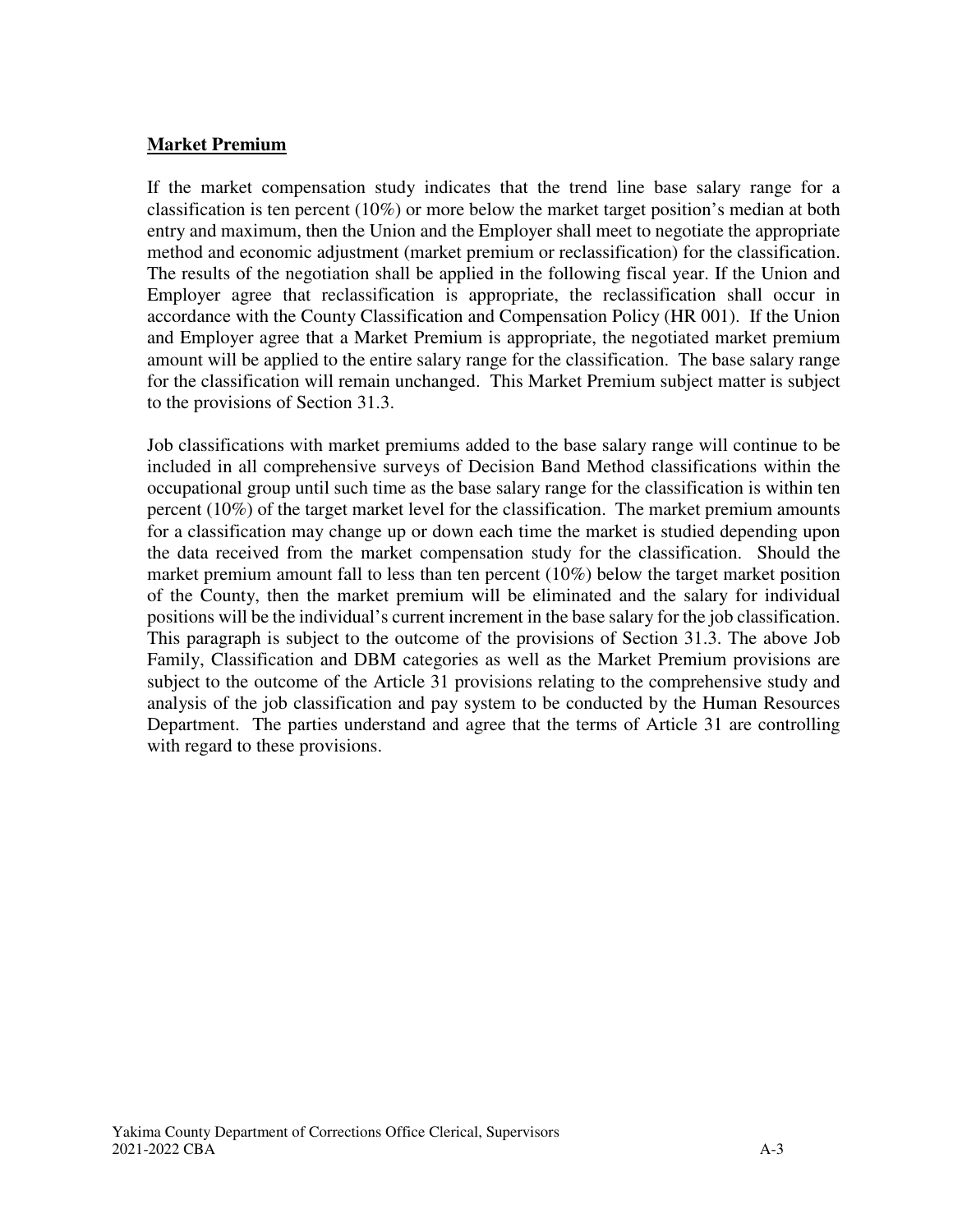**Market Premium**

If the market compensation study indicates that the trend line base salary range for a classification is ten percent (10%) or more below the market target position's median at both entry and maximum, then the Union and the Employer shall meet to negotiate the appropriate method and economic adjustment (market premium or reclassification) for the classification. The results of the negotiation shall be applied in the following fiscal year. If the Union and Employer agree that reclassification is appropriate, the reclassification shall occur in accordance with the County Classification and Compensation Policy (HR 001). If the Union and Employer agree that a Market Premium is appropriate, the negotiated market premium amount will be applied to the entire salary range for the classification. The base salary range for the classification will remain unchanged. This Market Premium subject matter is subject to the provisions of Section 31.3.

Job classifications with market premiums added to the base salary range will continue to be included in all comprehensive surveys of Decision Band Method classifications within the occupational group until such time as the base salary range for the classification is within ten percent (10%) of the target market level for the classification. The market premium amounts for a classification may change up or down each time the market is studied depending upon the data received from the market compensation study for the classification. Should the market premium amount fall to less than ten percent (10%) below the target market position of the County, then the market premium will be eliminated and the salary for individual positions will be the individual's current increment in the base salary for the job classification. This paragraph is subject to the outcome of the provisions of Section 31.3. The above Job Family, Classification and DBM categories as well as the Market Premium provisions are subject to the outcome of the Article 31 provisions relating to the comprehensive study and analysis of the job classification and pay system to be conducted by the Human Resources Department. The parties understand and agree that the terms of Article 31 are controlling with regard to these provisions.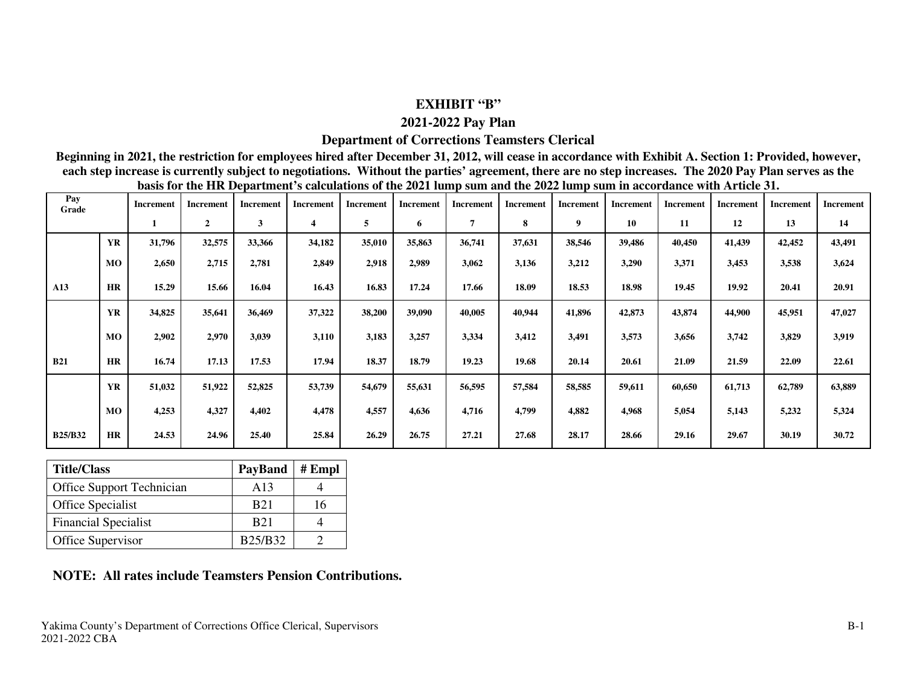# EXHIBIT "B"

## 2021-2022 Pay Plan

## Department of Corrections Teamsters Clerical

**Beginning in 2021, the restriction for employees hired after December 31, 2012, will cease in accordance with Exhibit A. Section 1: Provided, however, each step increase is currently subject to negotiations. Without the parties' agreement, there are no step increases. The 2020 Pay Plan serves as the basis for the HR Department's calculations of the 2021 lump sum and the 2022 lump sum in accordance with Article 31.**

| Pay Grade | | Increment 1 | Increment 2 | Increment 3 | Increment 4 | Increment 5 | Increment 6 | Increment 7 | Increment 8 | Increment 9 | Increment 10 | Increment 11 | Increment 12 | Increment 13 | Increment 14 |
|---|---|---|---|---|---|---|---|---|---|---|---|---|---|---|---|
| | YR | 31,796 | 32,575 | 33,366 | 34,182 | 35,010 | 35,863 | 36,741 | 37,631 | 38,546 | 39,486 | 40,450 | 41,439 | 42,452 | 43,491 |
| | MO | 2,650 | 2,715 | 2,781 | 2,849 | 2,918 | 2,989 | 3,062 | 3,136 | 3,212 | 3,290 | 3,371 | 3,453 | 3,538 | 3,624 |
| A13 | HR | 15.29 | 15.66 | 16.04 | 16.43 | 16.83 | 17.24 | 17.66 | 18.09 | 18.53 | 18.98 | 19.45 | 19.92 | 20.41 | 20.91 |
| | YR | 34,825 | 35,641 | 36,469 | 37,322 | 38,200 | 39,090 | 40,005 | 40,944 | 41,896 | 42,873 | 43,874 | 44,900 | 45,951 | 47,027 |
| | MO | 2,902 | 2,970 | 3,039 | 3,110 | 3,183 | 3,257 | 3,334 | 3,412 | 3,491 | 3,573 | 3,656 | 3,742 | 3,829 | 3,919 |
| B21 | HR | 16.74 | 17.13 | 17.53 | 17.94 | 18.37 | 18.79 | 19.23 | 19.68 | 20.14 | 20.61 | 21.09 | 21.59 | 22.09 | 22.61 |
| | YR | 51,032 | 51,922 | 52,825 | 53,739 | 54,679 | 55,631 | 56,595 | 57,584 | 58,585 | 59,611 | 60,650 | 61,713 | 62,789 | 63,889 |
| | MO | 4,253 | 4,327 | 4,402 | 4,478 | 4,557 | 4,636 | 4,716 | 4,799 | 4,882 | 4,968 | 5,054 | 5,143 | 5,232 | 5,324 |
| B25/B32 | HR | 24.53 | 24.96 | 25.40 | 25.84 | 26.29 | 26.75 | 27.21 | 27.68 | 28.17 | 28.66 | 29.16 | 29.67 | 30.19 | 30.72 |

| Title/Class | PayBand | # Empl |
|---|---|---|
| Office Support Technician | A13 | 4 |
| Office Specialist | B21 | 16 |
| Financial Specialist | B21 | 4 |
| Office Supervisor | B25/B32 | 2 |

**NOTE: All rates include Teamsters Pension Contributions.**